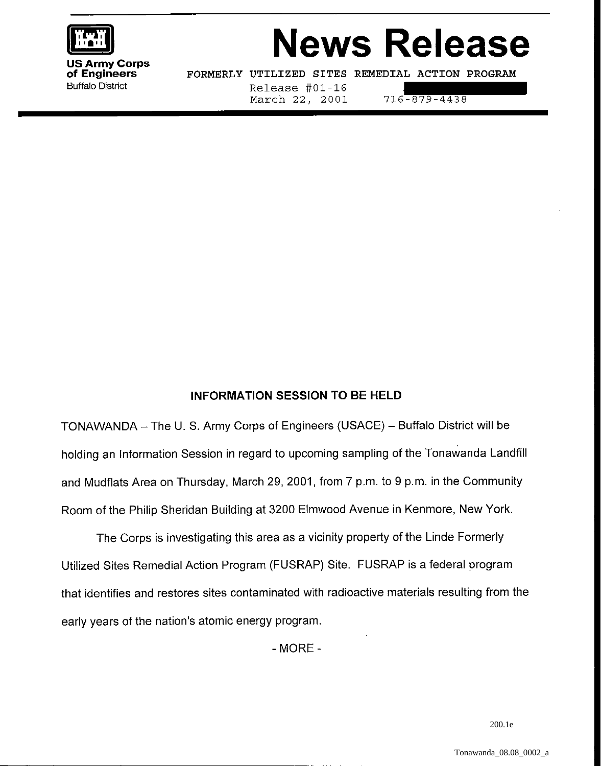**US Army Corps of Engineers**
Buffalo District

# News Release

FORMERLY UTILIZED SITES REMEDIAL ACTION PROGRAM

Release #01-16
March 22, 2001 716-879-4438

## INFORMATION SESSION TO BE HELD

TONAWANDA – The U. S. Army Corps of Engineers (USACE) – Buffalo District will be holding an Information Session in regard to upcoming sampling of the Tonawanda Landfill and Mudflats Area on Thursday, March 29, 2001, from 7 p.m. to 9 p.m. in the Community Room of the Philip Sheridan Building at 3200 Elmwood Avenue in Kenmore, New York.

The Corps is investigating this area as a vicinity property of the Linde Formerly Utilized Sites Remedial Action Program (FUSRAP) Site. FUSRAP is a federal program that identifies and restores sites contaminated with radioactive materials resulting from the early years of the nation's atomic energy program.

- MORE -

200.1e

Tonawanda_08.08_0002_a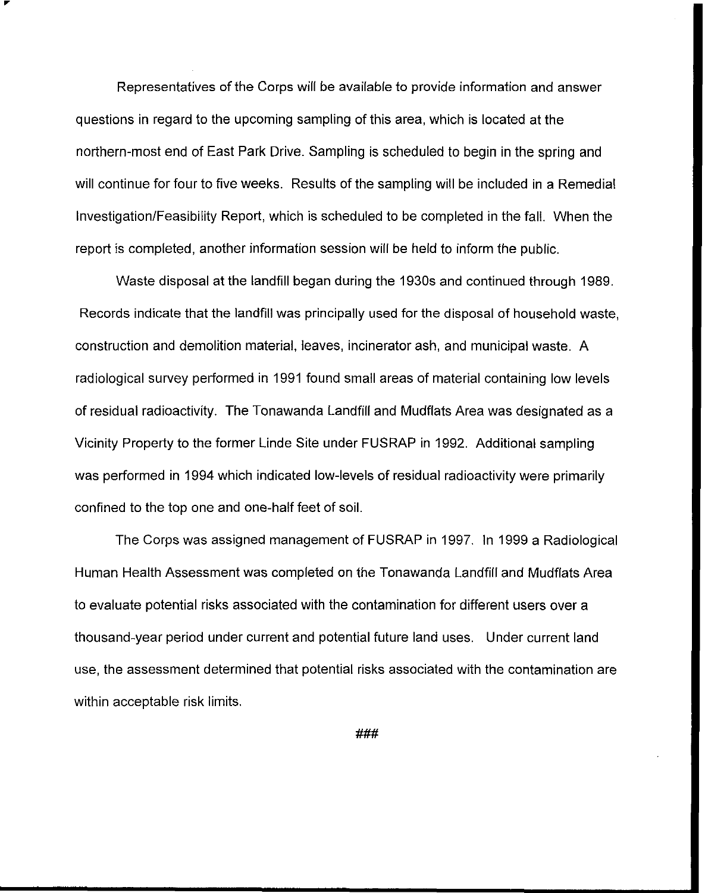Representatives of the Corps will be available to provide information and answer questions in regard to the upcoming sampling of this area, which is located at the northern-most end of East Park Drive. Sampling is scheduled to begin in the spring and will continue for four to five weeks. Results of the sampling will be included in a Remedial Investigation/Feasibility Report, which is scheduled to be completed in the fall. When the report is completed, another information session will be held to inform the public.

Waste disposal at the landfill began during the 1930s and continued through 1989. Records indicate that the landfill was principally used for the disposal of household waste, construction and demolition material, leaves, incinerator ash, and municipal waste. A radiological survey performed in 1991 found small areas of material containing low levels of residual radioactivity. The Tonawanda Landfill and Mudflats Area was designated as a Vicinity Property to the former Linde Site under FUSRAP in 1992. Additional sampling was performed in 1994 which indicated low-levels of residual radioactivity were primarily confined to the top one and one-half feet of soil.

The Corps was assigned management of FUSRAP in 1997. In 1999 a Radiological Human Health Assessment was completed on the Tonawanda Landfill and Mudflats Area to evaluate potential risks associated with the contamination for different users over a thousand-year period under current and potential future land uses. Under current land use, the assessment determined that potential risks associated with the contamination are within acceptable risk limits.

###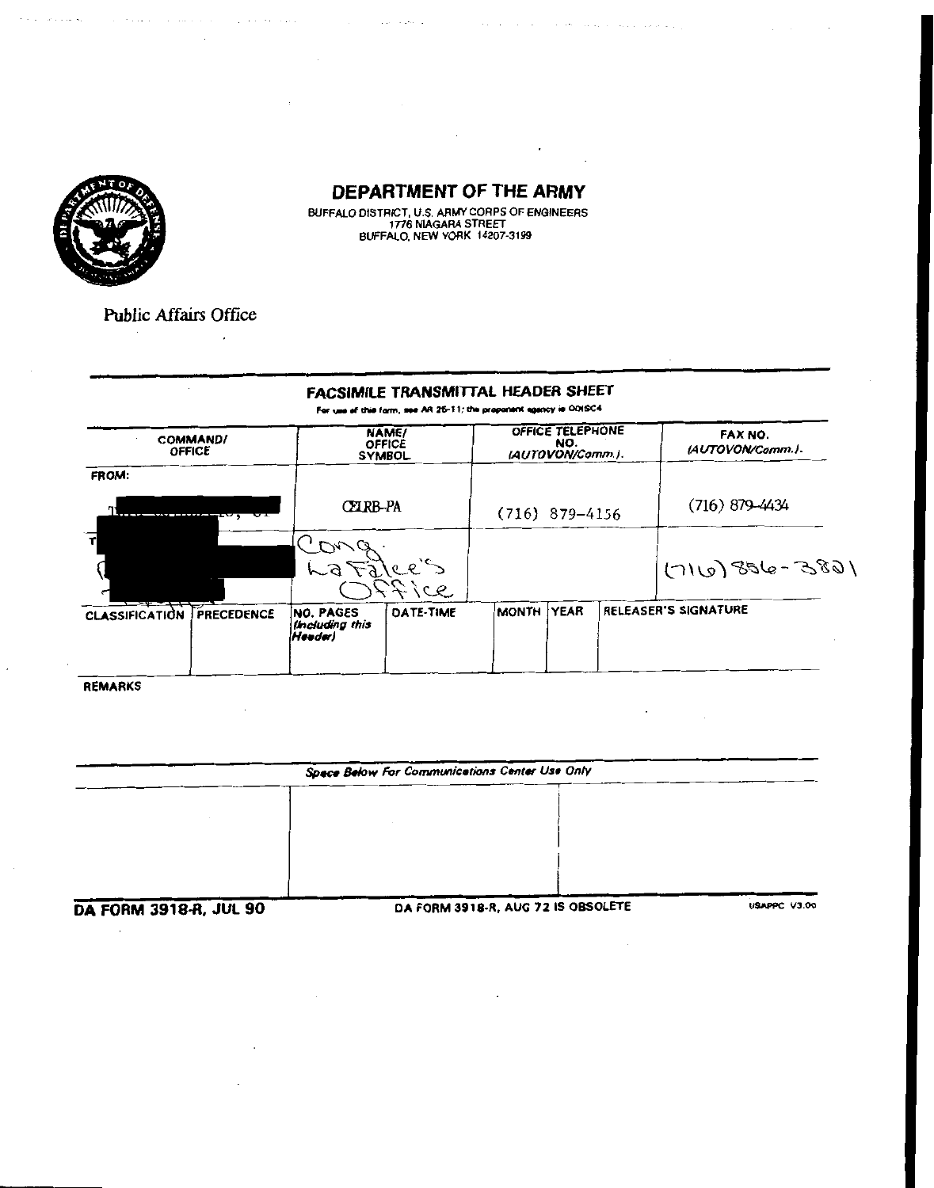# DEPARTMENT OF THE ARMY

BUFFALO DISTRICT, U.S. ARMY CORPS OF ENGINEERS
1776 NIAGARA STREET
BUFFALO, NEW YORK 14207-3199

Public Affairs Office

## FACSIMILE TRANSMITTAL HEADER SHEET

For use of this form, see AR 25-11; the proponent agency is ODISC4

| COMMAND/ OFFICE | NAME/ OFFICE SYMBOL | OFFICE TELEPHONE NO. (AUTOVON/Comm.) | FAX NO. (AUTOVON/Comm.) |
|---|---|---|---|
| FROM: [redacted] | CELRB-PA | (716) 879-4156 | (716) 879-4434 |
| TO: [redacted] | Cong. LaFalce's Office | | (716) 856-3821 |

| CLASSIFICATION | PRECEDENCE | NO. PAGES (Including this Header) | DATE-TIME | MONTH | YEAR | RELEASER'S SIGNATURE |
|---|---|---|---|---|---|---|
| | | | | | | |

REMARKS

*Space Below For Communications Center Use Only*

DA FORM 3918-R, JUL 90 — DA FORM 3918-R, AUG 72 IS OBSOLETE — USAPPC V3.00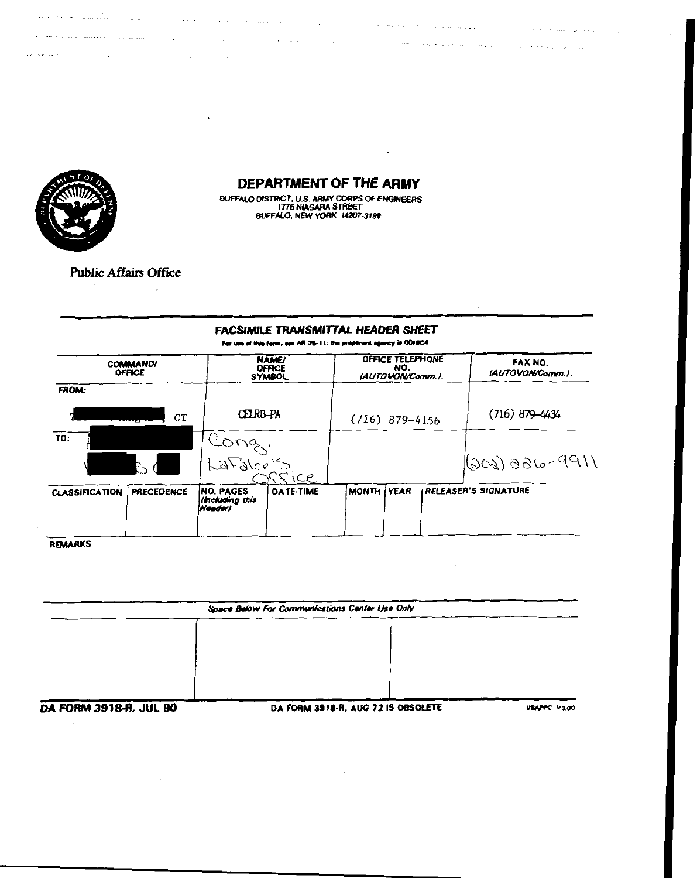# DEPARTMENT OF THE ARMY

BUFFALO DISTRICT, U.S. ARMY CORPS OF ENGINEERS
1776 NIAGARA STREET
BUFFALO, NEW YORK 14207-3199

Public Affairs Office

## FACSIMILE TRANSMITTAL HEADER SHEET

For use of this form, see AR 25-11; the proponent agency is ODISC4

| COMMAND/ OFFICE | NAME/ OFFICE SYMBOL | OFFICE TELEPHONE NO. (AUTOVON/Comm.). | FAX NO. (AUTOVON/Comm.). |
|---|---|---|---|
| FROM: T[redacted] CT | CELRB-PA | (716) 879-4156 | (716) 879-4434 |
| TO: [redacted] | Cong. LaFalce's Office | | (202) 226-9911 |

| CLASSIFICATION | PRECEDENCE | NO. PAGES (Including this Header) | DATE-TIME | MONTH | YEAR | RELEASER'S SIGNATURE |
|---|---|---|---|---|---|---|
| | | | | | | |

REMARKS

*Space Below For Communications Center Use Only*

DA FORM 3918-R, JUL 90 — DA FORM 3918-R, AUG 72 IS OBSOLETE — USAPPC V3.00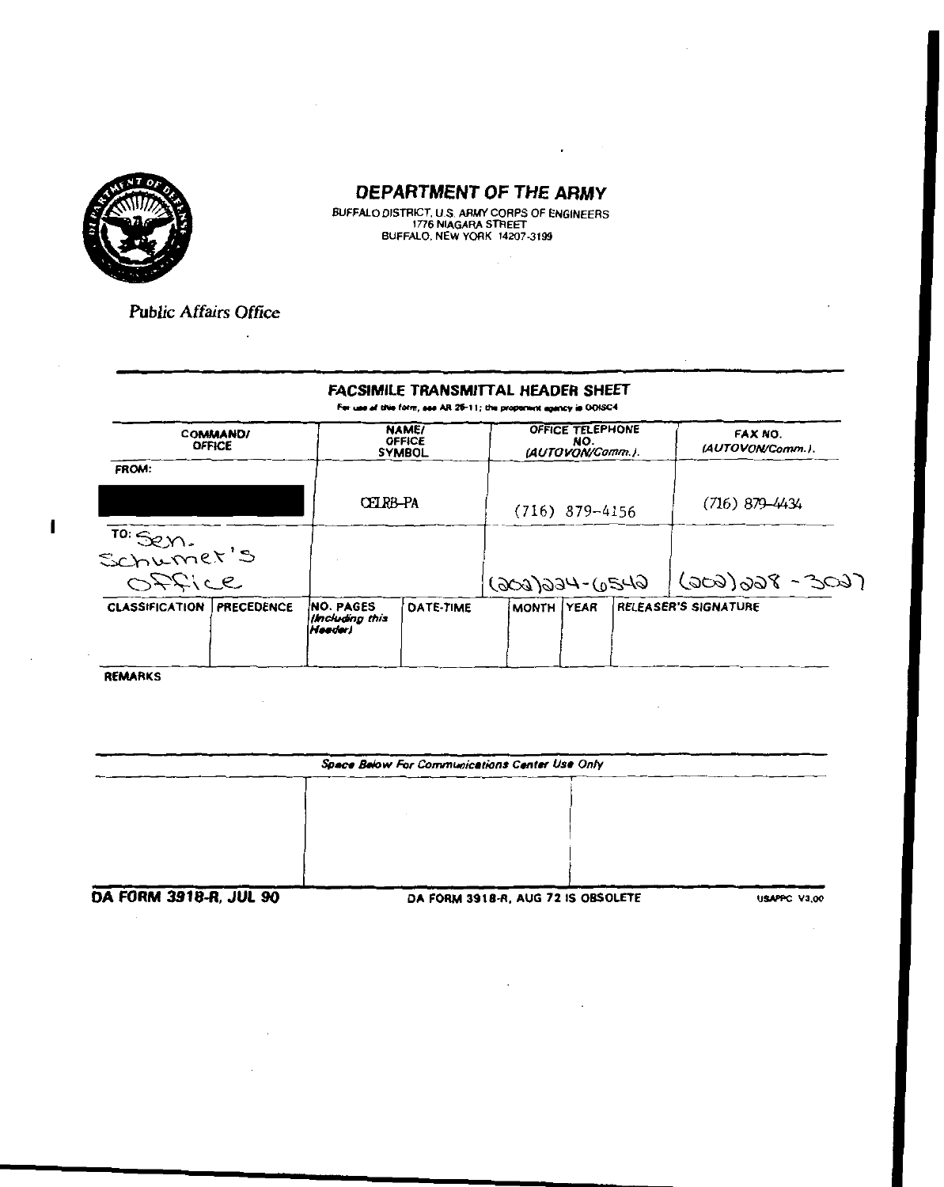# DEPARTMENT OF THE ARMY

BUFFALO DISTRICT, U.S. ARMY CORPS OF ENGINEERS
1776 NIAGARA STREET
BUFFALO, NEW YORK 14207-3199

*Public Affairs Office*

## FACSIMILE TRANSMITTAL HEADER SHEET

For use of this form, see AR 25-11; the proponent agency is ODISC4

| COMMAND/ OFFICE | NAME/ OFFICE SYMBOL | OFFICE TELEPHONE NO. (AUTOVON/Comm.) | FAX NO. (AUTOVON/Comm.) |
|---|---|---|---|
| FROM: [REDACTED] | CELRB-PA | (716) 879-4156 | (716) 879-4434 |
| TO: Sen. Schumer's Office | | (202)224-6542 | (202)228-3027 |

| CLASSIFICATION | PRECEDENCE | NO. PAGES (Including this Header) | DATE-TIME | MONTH | YEAR | RELEASER'S SIGNATURE |
|---|---|---|---|---|---|---|
| | | | | | | |

REMARKS

*Space Below For Communications Center Use Only*

**DA FORM 3918-R, JUL 90** DA FORM 3918-R, AUG 72 IS OBSOLETE USAPPC V3.00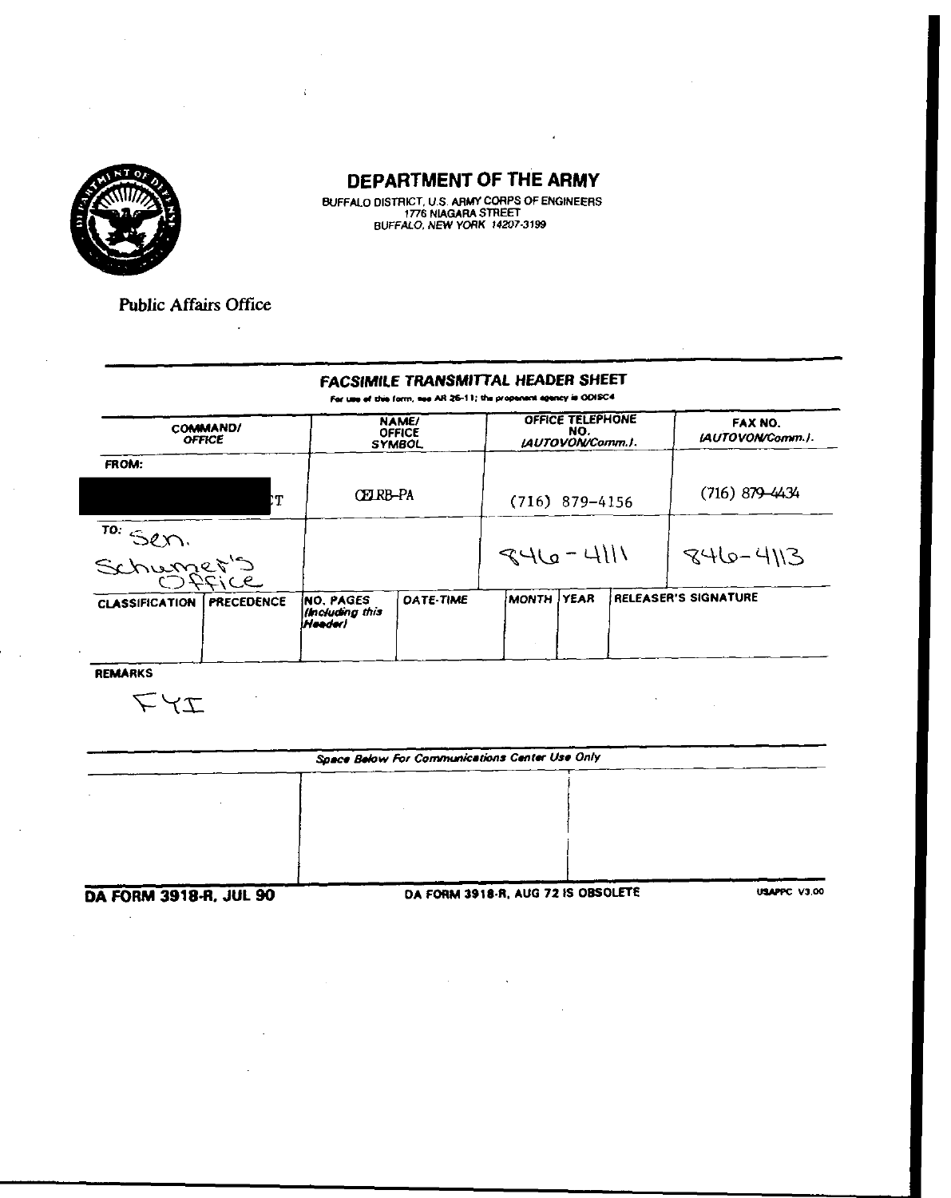# DEPARTMENT OF THE ARMY

BUFFALO DISTRICT, U.S. ARMY CORPS OF ENGINEERS
1776 NIAGARA STREET
BUFFALO, NEW YORK 14207-3199

Public Affairs Office

## FACSIMILE TRANSMITTAL HEADER SHEET

For use of this form, see AR 25-11; the proponent agency is ODISC4

| COMMAND/ OFFICE | NAME/ OFFICE SYMBOL | OFFICE TELEPHONE NO. (AUTOVON/Comm.) | FAX NO. (AUTOVON/Comm.) |
|---|---|---|---|
| FROM: [REDACTED] T | CELRB-PA | (716) 879-4156 | (716) 879-4434 |
| TO: Sen. Schumer's Office | | 846-4111 | 846-4113 |

| CLASSIFICATION | PRECEDENCE | NO. PAGES (Including this Header) | DATE-TIME | MONTH | YEAR | RELEASER'S SIGNATURE |
|---|---|---|---|---|---|---|
| | | | | | | |

REMARKS

FYI

*Space Below For Communications Center Use Only*

**DA FORM 3918-R, JUL 90** DA FORM 3918-R, AUG 72 IS OBSOLETE USAPPC V3.00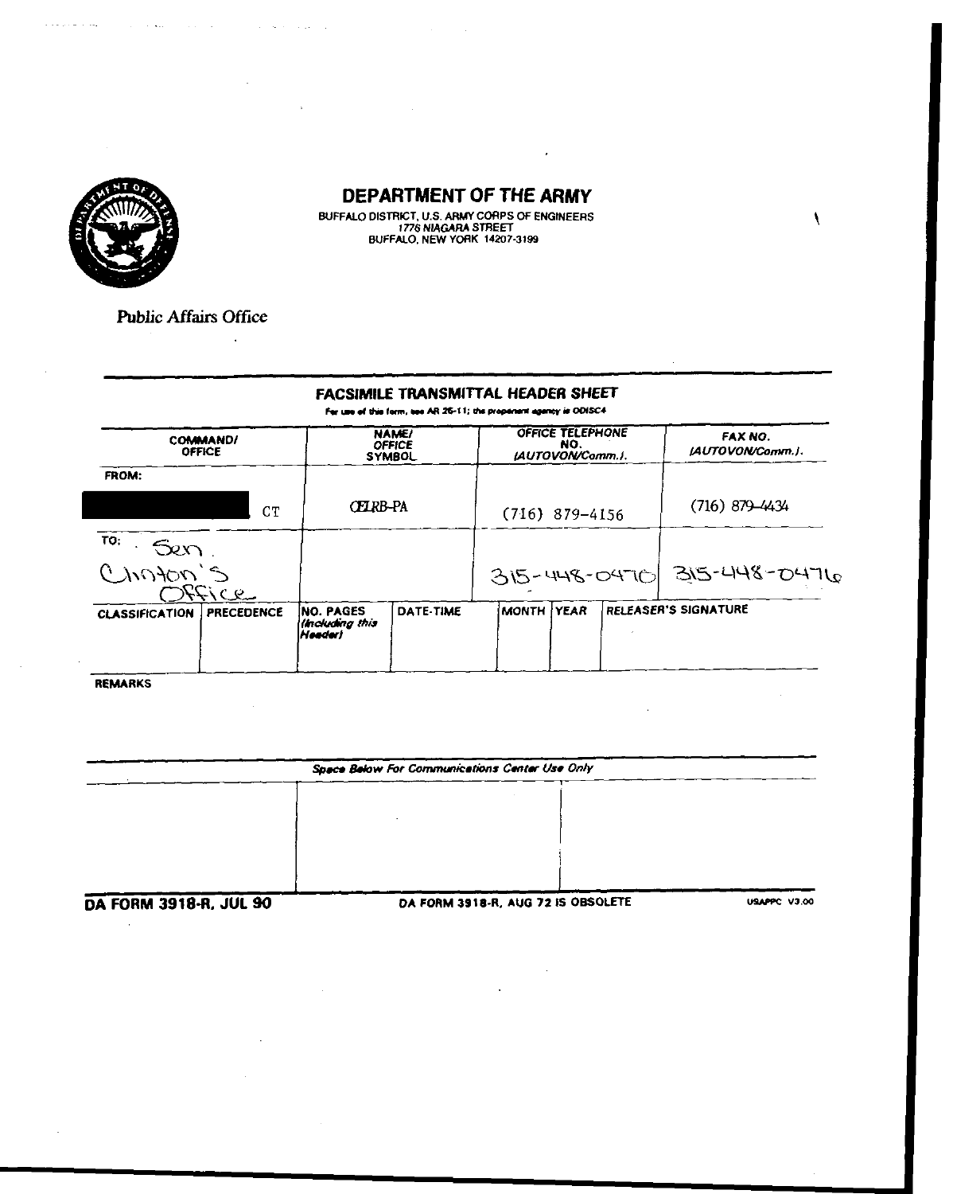# DEPARTMENT OF THE ARMY

BUFFALO DISTRICT, U.S. ARMY CORPS OF ENGINEERS
1776 NIAGARA STREET
BUFFALO, NEW YORK 14207-3199

Public Affairs Office

## FACSIMILE TRANSMITTAL HEADER SHEET

For use of this form, see AR 25-11; the proponent agency is ODISC4

| COMMAND/ OFFICE | NAME/ OFFICE SYMBOL | OFFICE TELEPHONE NO. (AUTOVON/Comm.). | FAX NO. (AUTOVON/Comm.). |
|---|---|---|---|
| FROM: [REDACTED] CT | CELRB-PA | (716) 879-4156 | (716) 879-4434 |
| TO: Sen. Clinton's Office | | 315-448-0470 | 315-448-0476 |

| CLASSIFICATION | PRECEDENCE | NO. PAGES (Including this Header) | DATE-TIME | MONTH | YEAR | RELEASER'S SIGNATURE |
|---|---|---|---|---|---|---|
| | | | | | | |

REMARKS

*Space Below For Communications Center Use Only*

**DA FORM 3918-R, JUL 90** DA FORM 3918-R, AUG 72 IS OBSOLETE USAPPC V3.00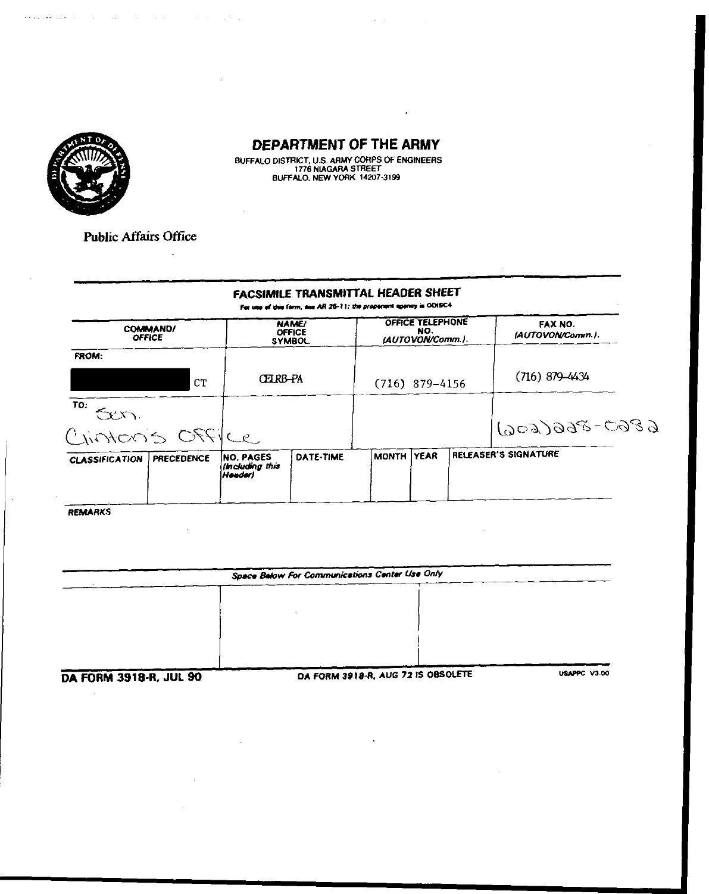## DEPARTMENT OF THE ARMY

BUFFALO DISTRICT, U.S. ARMY CORPS OF ENGINEERS
1776 NIAGARA STREET
BUFFALO, NEW YORK 14207-3199

Public Affairs Office

### FACSIMILE TRANSMITTAL HEADER SHEET

For use of this form, see AR 25-11; the proponent agency is ODISC4

| COMMAND/ OFFICE | NAME/ OFFICE SYMBOL | OFFICE TELEPHONE NO. (AUTOVON/Comm.) | FAX NO. (AUTOVON/Comm.) |
|---|---|---|---|
| FROM: [redacted] CT | CELRB-PA | (716) 879-4156 | (716) 879-4434 |
| TO: Sen. Clinton's Office | | | (202)228-0282 |

| CLASSIFICATION | PRECEDENCE | NO. PAGES (Including this Header) | DATE-TIME | MONTH | YEAR | RELEASER'S SIGNATURE |
|---|---|---|---|---|---|---|
| | | | | | | |

**REMARKS**

*Space Below For Communications Center Use Only*

**DA FORM 3918-R, JUL 90** DA FORM 3918-R, AUG 72 IS OBSOLETE USAPPC V3.00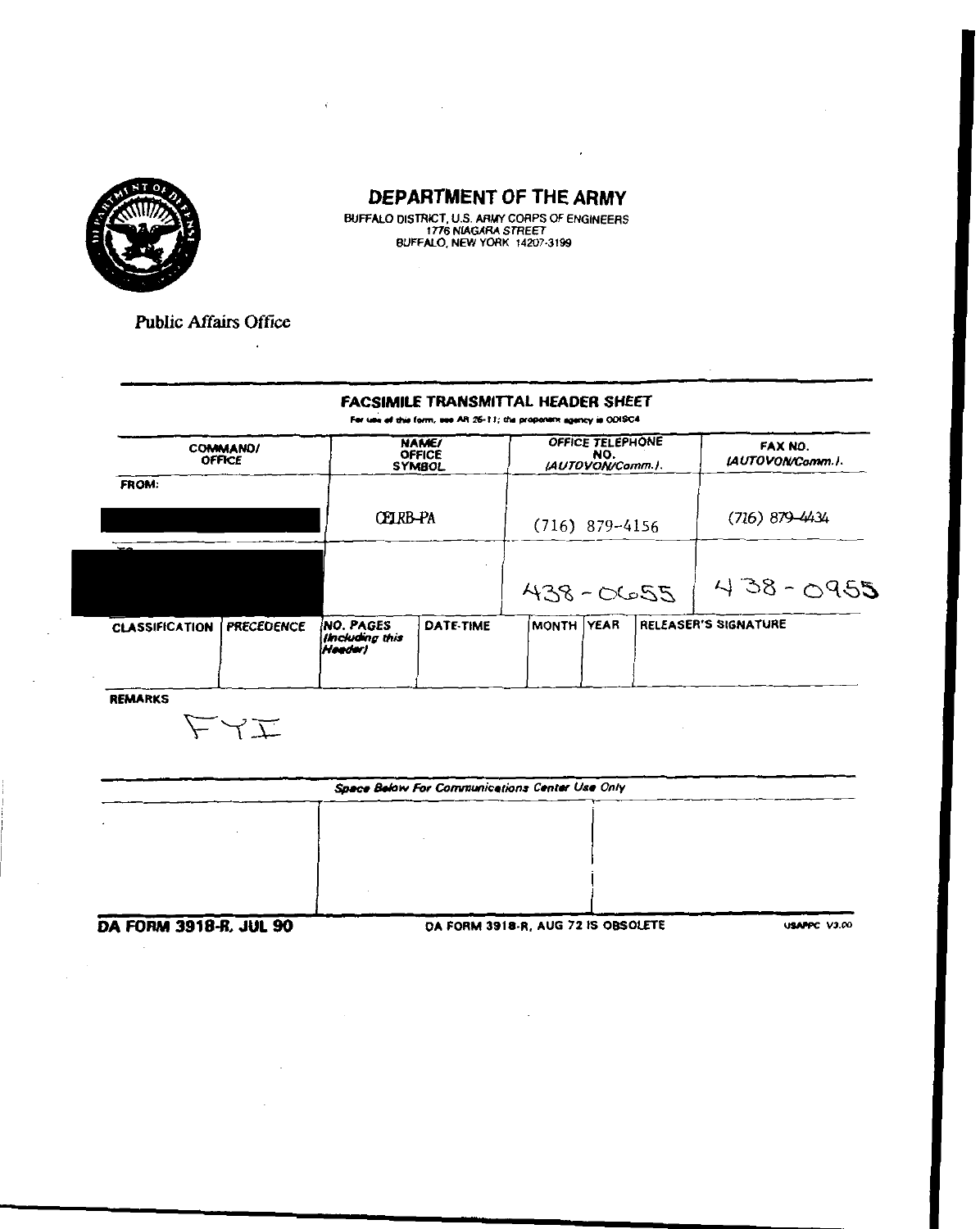# DEPARTMENT OF THE ARMY

BUFFALO DISTRICT, U.S. ARMY CORPS OF ENGINEERS
1776 NIAGARA STREET
BUFFALO, NEW YORK 14207-3199

Public Affairs Office

## FACSIMILE TRANSMITTAL HEADER SHEET

For use of this form, see AR 25-11; the proponent agency is ODISC4

| COMMAND/ OFFICE | NAME/ OFFICE SYMBOL | OFFICE TELEPHONE NO. (AUTOVON/Comm.) | FAX NO. (AUTOVON/Comm.) |
|---|---|---|---|
| FROM: | CELRB-PA | (716) 879-4156 | (716) 879-4434 |
| TO: | | 438-0655 | 438-0955 |

| CLASSIFICATION | PRECEDENCE | NO. PAGES (Including this Header) | DATE-TIME | MONTH | YEAR | RELEASER'S SIGNATURE |
|---|---|---|---|---|---|---|
| | | | | | | |

REMARKS

FYI

*Space Below For Communications Center Use Only*

DA FORM 3918-R, JUL 90 — DA FORM 3918-R, AUG 72 IS OBSOLETE — USAPPC V3.00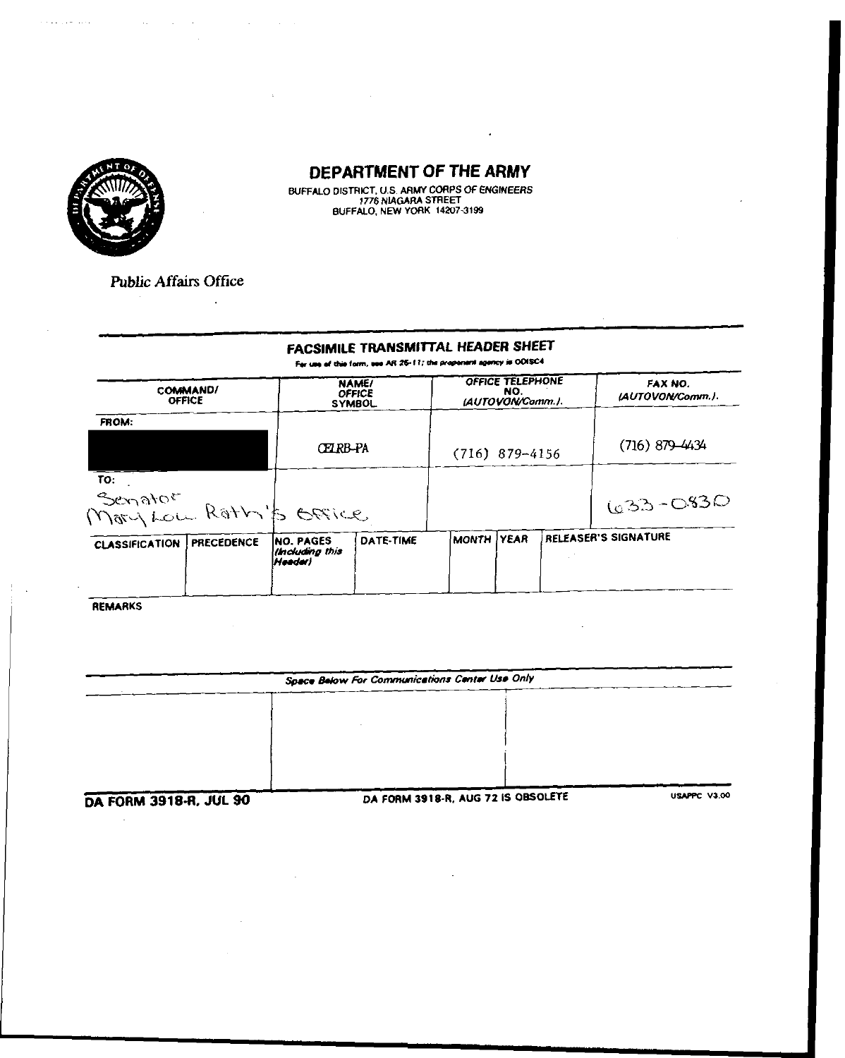# DEPARTMENT OF THE ARMY

BUFFALO DISTRICT, U.S. ARMY CORPS OF ENGINEERS
1776 NIAGARA STREET
BUFFALO, NEW YORK 14207-3199

Public Affairs Office

## FACSIMILE TRANSMITTAL HEADER SHEET

For use of this form, see AR 25-11; the proponent agency is ODISC4

| COMMAND/ OFFICE | NAME/ OFFICE SYMBOL | OFFICE TELEPHONE NO. (AUTOVON/Comm.) | FAX NO. (AUTOVON/Comm.) |
|---|---|---|---|
| FROM: [REDACTED] | CELRB-PA | (716) 879-4156 | (716) 879-4434 |
| TO: Senator Mary Lou Roth's Office | | | 633-0830 |

| CLASSIFICATION | PRECEDENCE | NO. PAGES (Including this Header) | DATE-TIME | MONTH | YEAR | RELEASER'S SIGNATURE |
|---|---|---|---|---|---|---|
| | | | | | | |

REMARKS

*Space Below For Communications Center Use Only*

**DA FORM 3918-R, JUL 90** DA FORM 3918-R, AUG 72 IS OBSOLETE USAPPC V3.00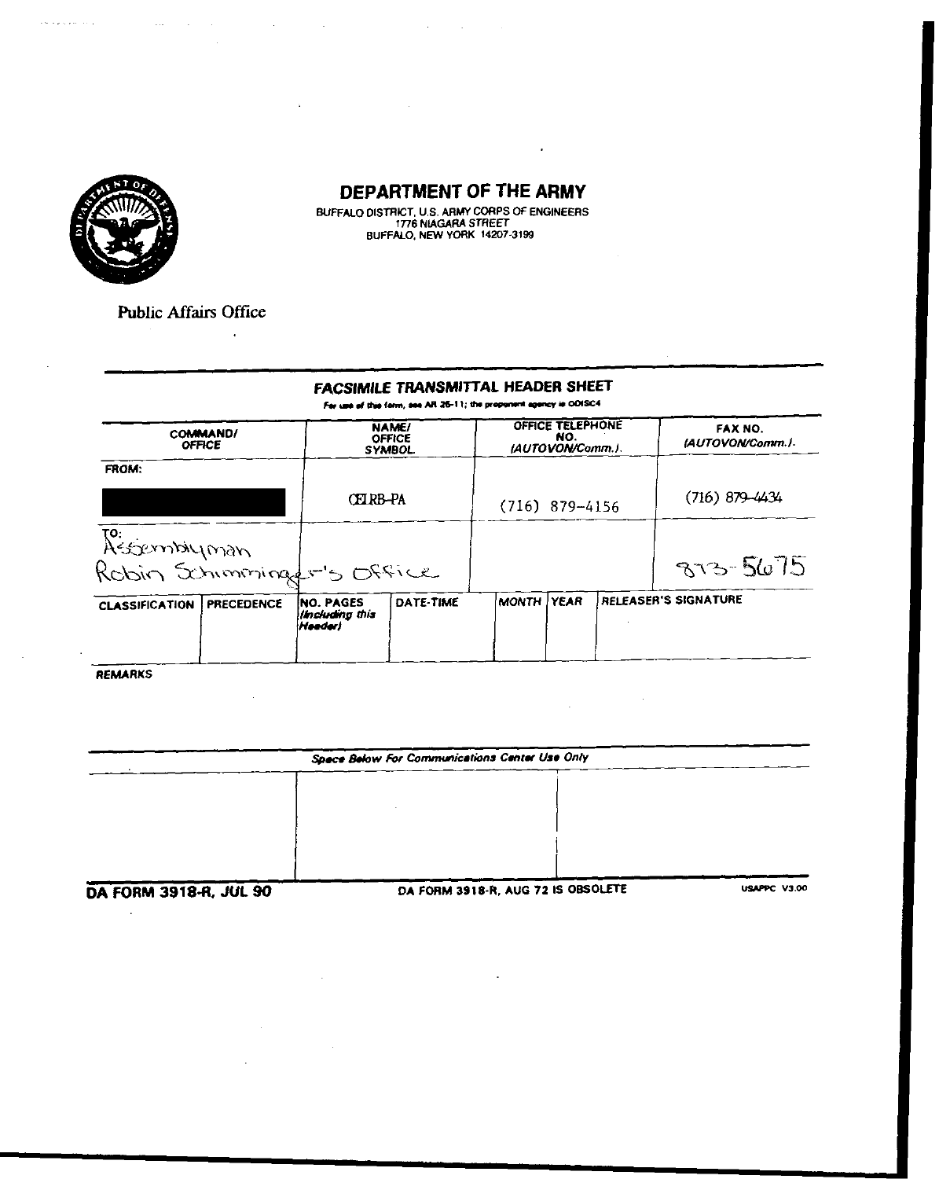# DEPARTMENT OF THE ARMY

BUFFALO DISTRICT, U.S. ARMY CORPS OF ENGINEERS
1776 NIAGARA STREET
BUFFALO, NEW YORK 14207-3199

Public Affairs Office

## FACSIMILE TRANSMITTAL HEADER SHEET

For use of this form, see AR 25-11; the proponent agency is ODISC4

| COMMAND/ OFFICE | NAME/ OFFICE SYMBOL | OFFICE TELEPHONE NO. (AUTOVON/Comm.) | FAX NO. (AUTOVON/Comm.) |
| --- | --- | --- | --- |
| FROM: [redacted] | CELRB-PA | (716) 879-4156 | (716) 879-4434 |
| TO: Assemblyman Robin Schimminger's Office | | | 873-5675 |

| CLASSIFICATION | PRECEDENCE | NO. PAGES (Including this Header) | DATE-TIME | MONTH | YEAR | RELEASER'S SIGNATURE |
| --- | --- | --- | --- | --- | --- | --- |
| | | | | | | |

REMARKS

*Space Below For Communications Center Use Only*

DA FORM 3918-R, JUL 90 — DA FORM 3918-R, AUG 72 IS OBSOLETE — USAPPC V3.00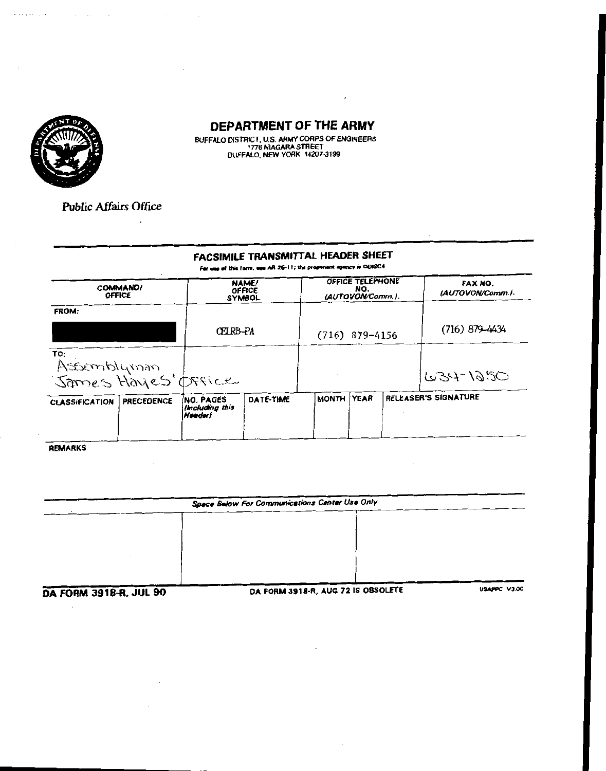# DEPARTMENT OF THE ARMY

BUFFALO DISTRICT, U.S. ARMY CORPS OF ENGINEERS
1776 NIAGARA STREET
BUFFALO, NEW YORK 14207-3199

Public Affairs Office

## FACSIMILE TRANSMITTAL HEADER SHEET

*For use of this form, see AR 25-11; the proponent agency is ODISC4*

| | COMMAND/ OFFICE | NAME/ OFFICE SYMBOL | OFFICE TELEPHONE NO. (AUTOVON/Comm.) | FAX NO. (AUTOVON/Comm.) |
|---|---|---|---|---|
| FROM: | ███ | CELRB-PA | (716) 879-4156 | (716) 879-4434 |
| TO: | Assemblyman James Hayes' Office | | | 634-1250 |

| CLASSIFICATION | PRECEDENCE | NO. PAGES (Including this Header) | DATE-TIME | MONTH | YEAR | RELEASER'S SIGNATURE |
|---|---|---|---|---|---|---|
| | | | | | | |

REMARKS

*Space Below For Communications Center Use Only*

DA FORM 3918-R, JUL 90 — DA FORM 3918-R, AUG 72 IS OBSOLETE — USAPPC V3.00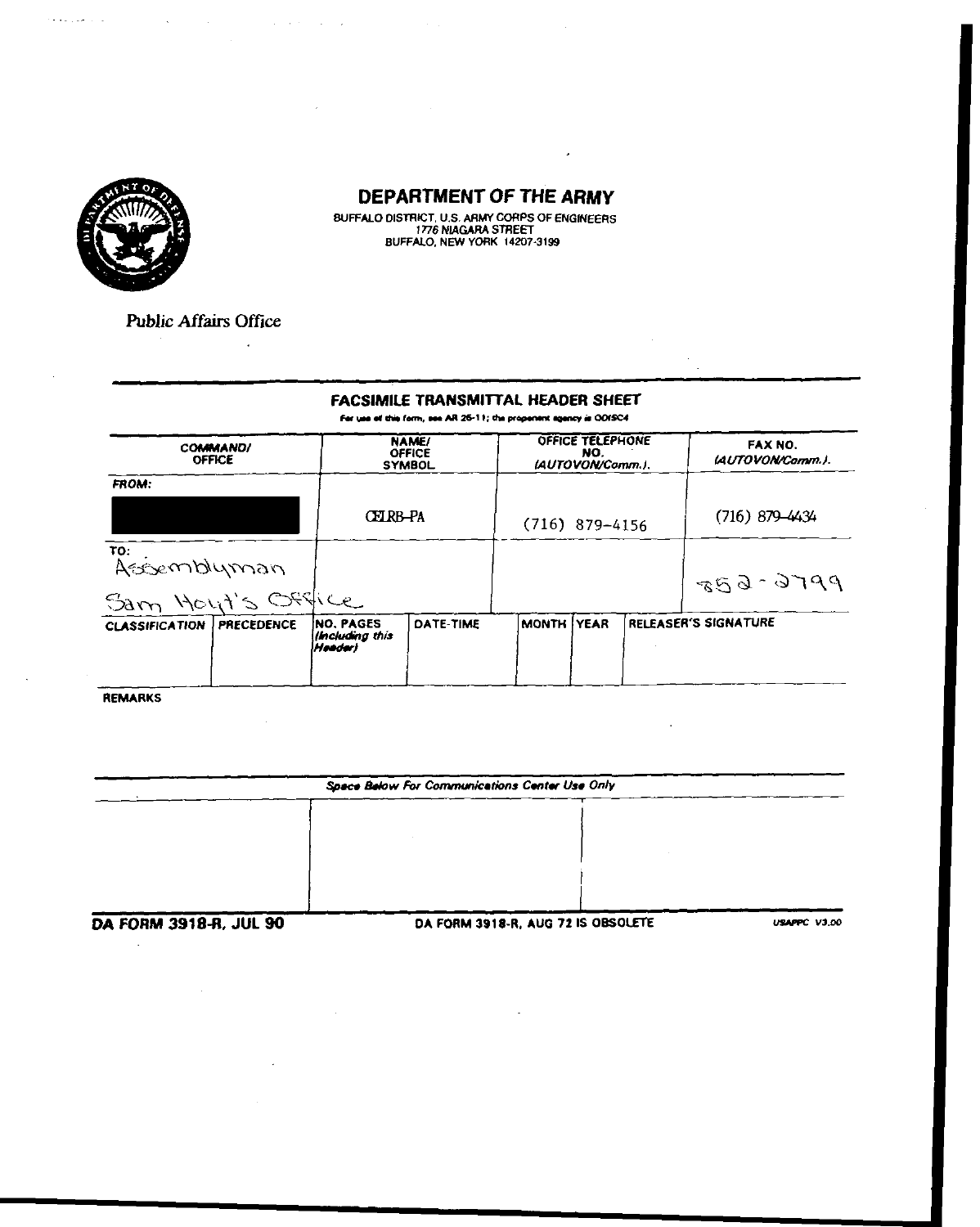# DEPARTMENT OF THE ARMY

BUFFALO DISTRICT, U.S. ARMY CORPS OF ENGINEERS
1776 NIAGARA STREET
BUFFALO, NEW YORK 14207-3199

Public Affairs Office

## FACSIMILE TRANSMITTAL HEADER SHEET

For use of this form, see AR 25-11; the proponent agency is ODISC4

| COMMAND/ OFFICE | NAME/ OFFICE SYMBOL | OFFICE TELEPHONE NO. (AUTOVON/Comm.) | FAX NO. (AUTOVON/Comm.) |
|---|---|---|---|
| FROM: | CELRB-PA | (716) 879-4156 | (716) 879-4434 |
| TO: Assemblyman Sam Hoyt's Office | | | 852-2799 |

| CLASSIFICATION | PRECEDENCE | NO. PAGES (Including this Header) | DATE-TIME | MONTH | YEAR | RELEASER'S SIGNATURE |
|---|---|---|---|---|---|---|
| | | | | | | |

REMARKS

*Space Below For Communications Center Use Only*

**DA FORM 3918-R, JUL 90** DA FORM 3918-R, AUG 72 IS OBSOLETE USAPPC V3.00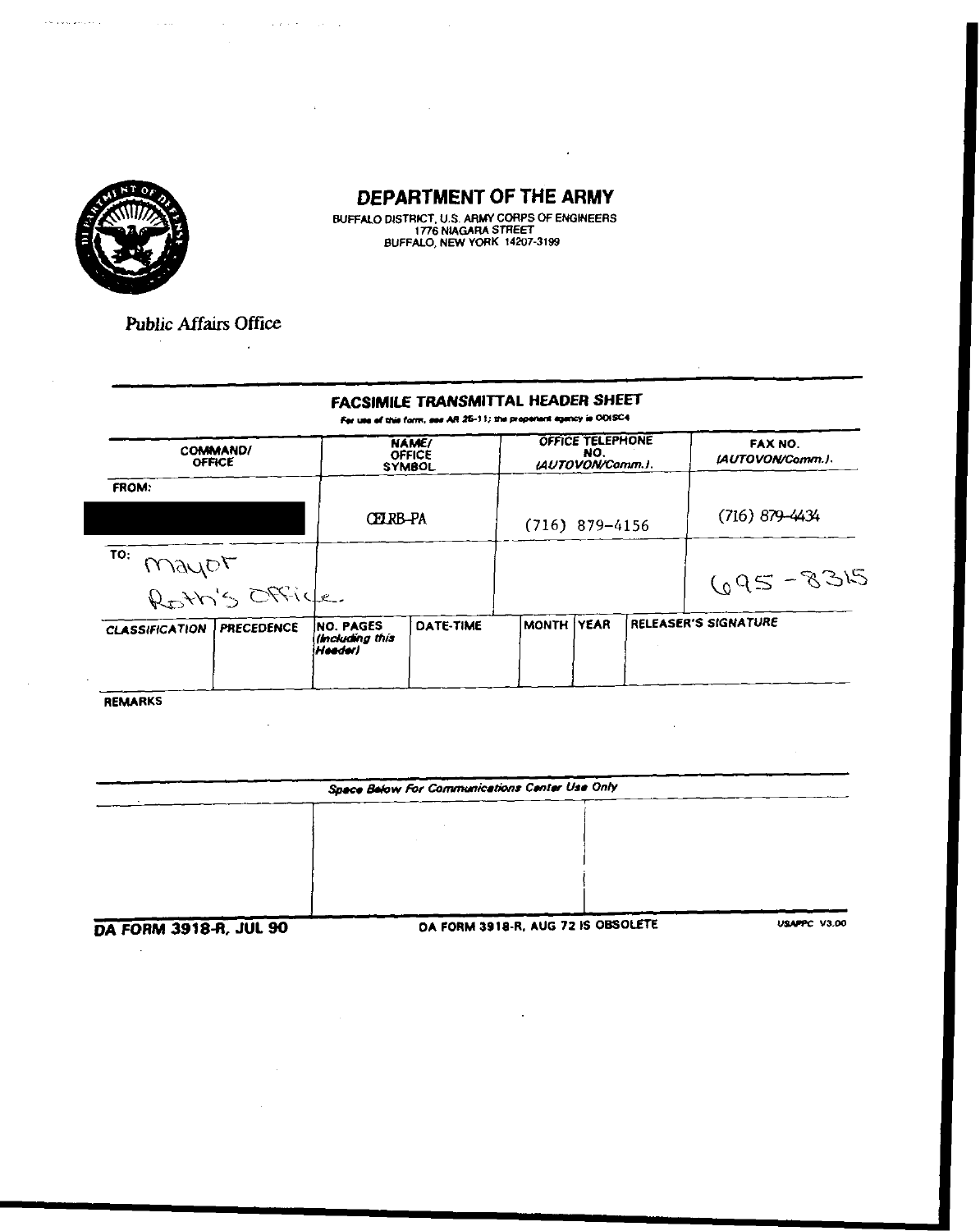# DEPARTMENT OF THE ARMY

BUFFALO DISTRICT, U.S. ARMY CORPS OF ENGINEERS
1776 NIAGARA STREET
BUFFALO, NEW YORK 14207-3199

Public Affairs Office

## FACSIMILE TRANSMITTAL HEADER SHEET

*For use of this form, see AR 25-11; the proponent agency is ODISC4*

| COMMAND/ OFFICE | NAME/ OFFICE SYMBOL | OFFICE TELEPHONE NO. (AUTOVON/Comm.) | FAX NO. (AUTOVON/Comm.) |
| --- | --- | --- | --- |
| FROM: | CELRB-PA | (716) 879-4156 | (716) 879-4434 |
| TO: Mayor Roth's Office | | | 695-8315 |

| CLASSIFICATION | PRECEDENCE | NO. PAGES (Including this Header) | DATE-TIME | MONTH | YEAR | RELEASER'S SIGNATURE |
| --- | --- | --- | --- | --- | --- | --- |
| | | | | | | |

REMARKS

*Space Below For Communications Center Use Only*

DA FORM 3918-R, JUL 90 | DA FORM 3918-R, AUG 72 IS OBSOLETE | USAPPC V3.00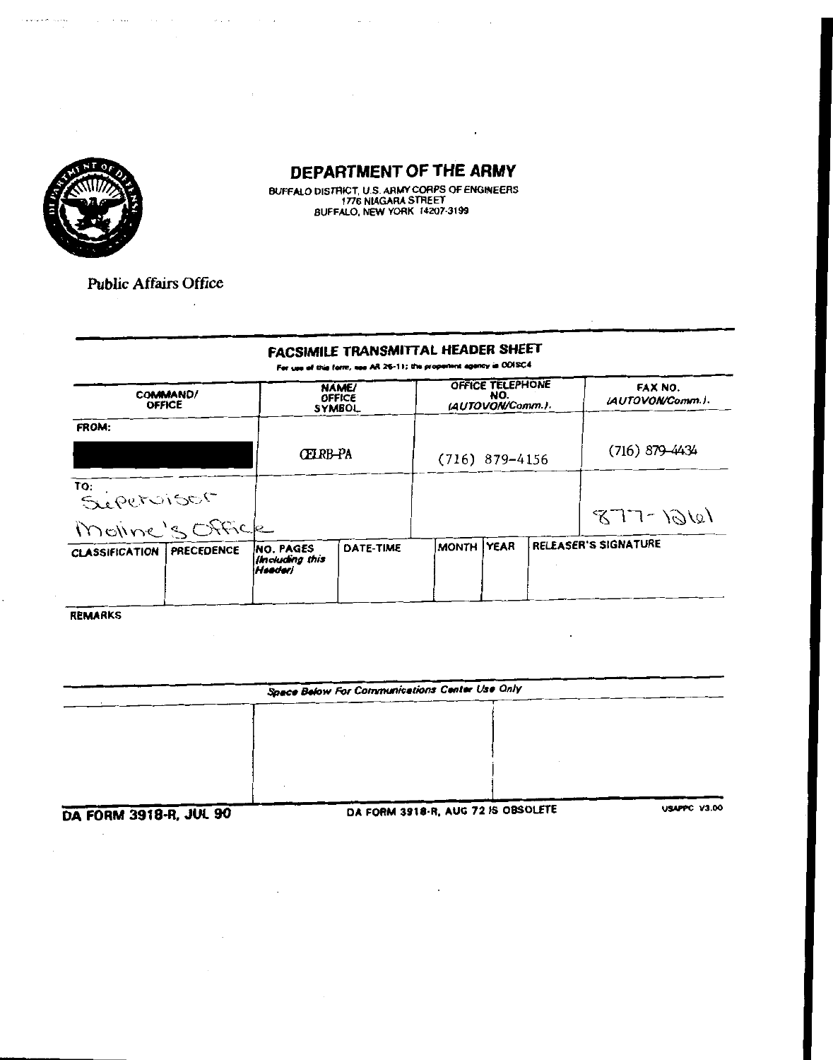# DEPARTMENT OF THE ARMY

BUFFALO DISTRICT, U.S. ARMY CORPS OF ENGINEERS
1776 NIAGARA STREET
BUFFALO, NEW YORK 14207-3199

Public Affairs Office

## FACSIMILE TRANSMITTAL HEADER SHEET

For use of this form, see AR 25-11; the proponent agency is ODISC4

| COMMAND/ OFFICE | NAME/ OFFICE SYMBOL | OFFICE TELEPHONE NO. (AUTOVON/Comm.) | FAX NO. (AUTOVON/Comm.) |
|---|---|---|---|
| FROM: [REDACTED] | CELRB-PA | (716) 879-4156 | (716) 879-4434 |
| TO: Supervisor Moline's Office | | | 877-1261 |

| CLASSIFICATION | PRECEDENCE | NO. PAGES (Including this Header) | DATE-TIME | MONTH | YEAR | RELEASER'S SIGNATURE |
|---|---|---|---|---|---|---|
| | | | | | | |

REMARKS

*Space Below For Communications Center Use Only*

**DA FORM 3918-R, JUL 90** DA FORM 3918-R, AUG 72 IS OBSOLETE USAPPC V3.00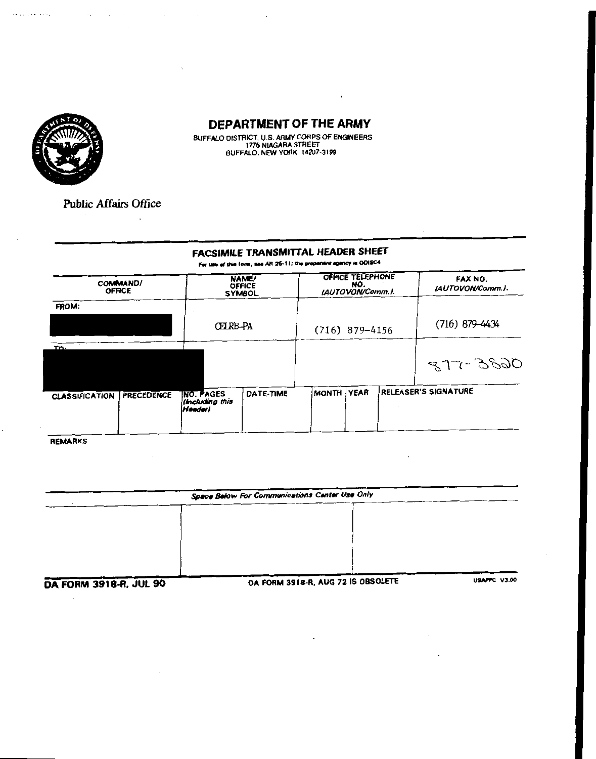# DEPARTMENT OF THE ARMY

BUFFALO DISTRICT, U.S. ARMY CORPS OF ENGINEERS
1776 NIAGARA STREET
BUFFALO, NEW YORK 14207-3199

Public Affairs Office

## FACSIMILE TRANSMITTAL HEADER SHEET

For use of this form, see AR 25-11; the proponent agency is ODISC4

| COMMAND/ OFFICE | NAME/ OFFICE SYMBOL | OFFICE TELEPHONE NO. (AUTOVON/Comm.) | FAX NO. (AUTOVON/Comm.) |
|---|---|---|---|
| FROM: [REDACTED] | CELRB-PA | (716) 879-4156 | (716) 879-4434 |
| TO: [REDACTED] | | | 877-3820 |

| CLASSIFICATION | PRECEDENCE | NO. PAGES (Including this Header) | DATE-TIME | MONTH | YEAR | RELEASER'S SIGNATURE |
|---|---|---|---|---|---|---|
| | | | | | | |

REMARKS

*Space Below For Communications Center Use Only*

DA FORM 3918-R, JUL 90 — DA FORM 3918-R, AUG 72 IS OBSOLETE — USAPPC V3.00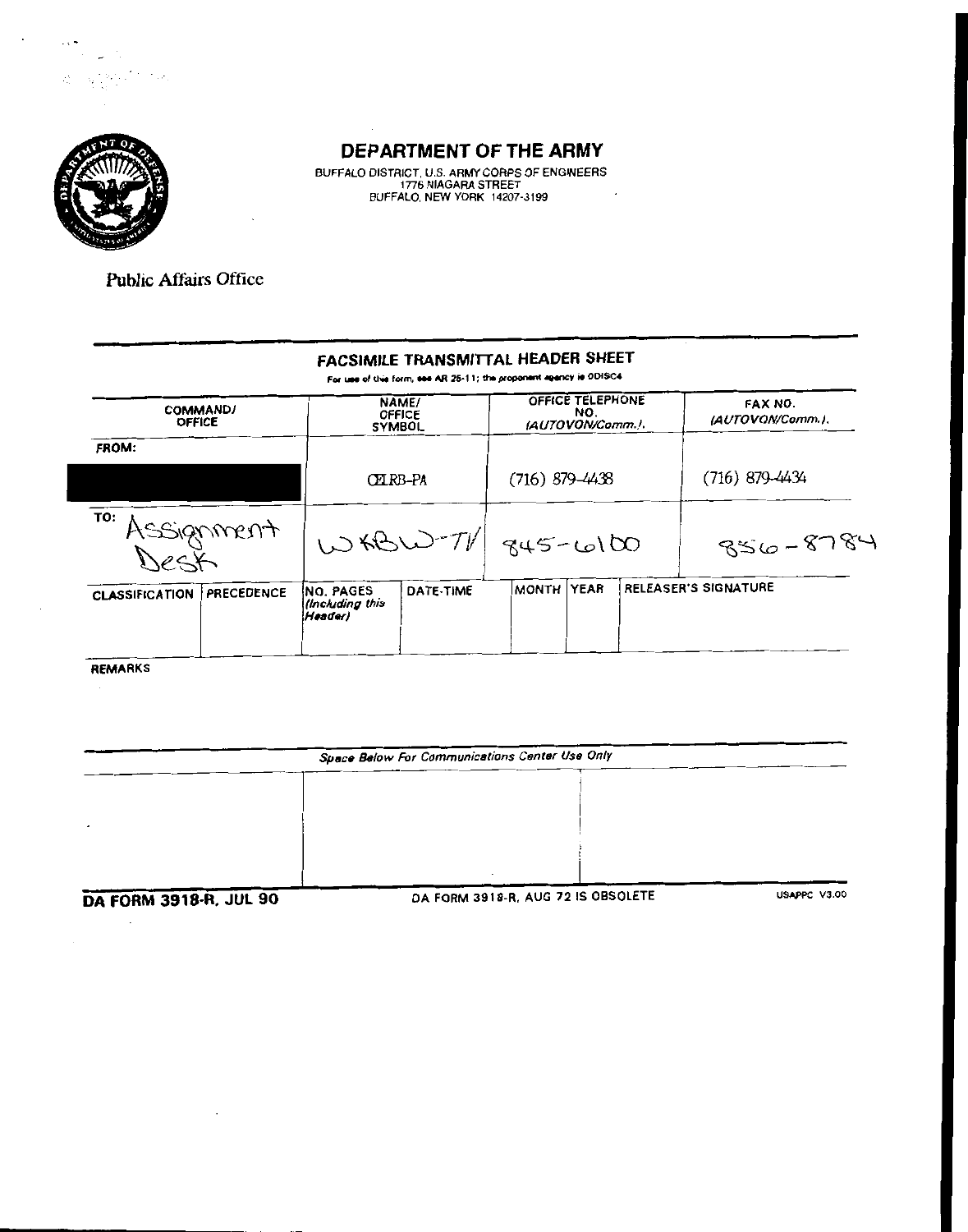# DEPARTMENT OF THE ARMY

BUFFALO DISTRICT, U.S. ARMY CORPS OF ENGINEERS
1776 NIAGARA STREET
BUFFALO, NEW YORK 14207-3199

Public Affairs Office

## FACSIMILE TRANSMITTAL HEADER SHEET

For use of this form, see AR 25-11; the proponent agency is ODISC4

| COMMAND/ OFFICE | NAME/ OFFICE SYMBOL | OFFICE TELEPHONE NO. (AUTOVON/Comm.) | FAX NO. (AUTOVON/Comm.) |
|---|---|---|---|
| FROM: [REDACTED] | CELRB-PA | (716) 879-4438 | (716) 879-4434 |
| TO: Assignment Desk | WKBW-TV | 845-6100 | 856-8784 |

| CLASSIFICATION | PRECEDENCE | NO. PAGES (Including this Header) | DATE-TIME | MONTH | YEAR | RELEASER'S SIGNATURE |
|---|---|---|---|---|---|---|
| | | | | | | |

REMARKS

*Space Below For Communications Center Use Only*

**DA FORM 3918-R, JUL 90** DA FORM 3918-R, AUG 72 IS OBSOLETE USAPPC V3.00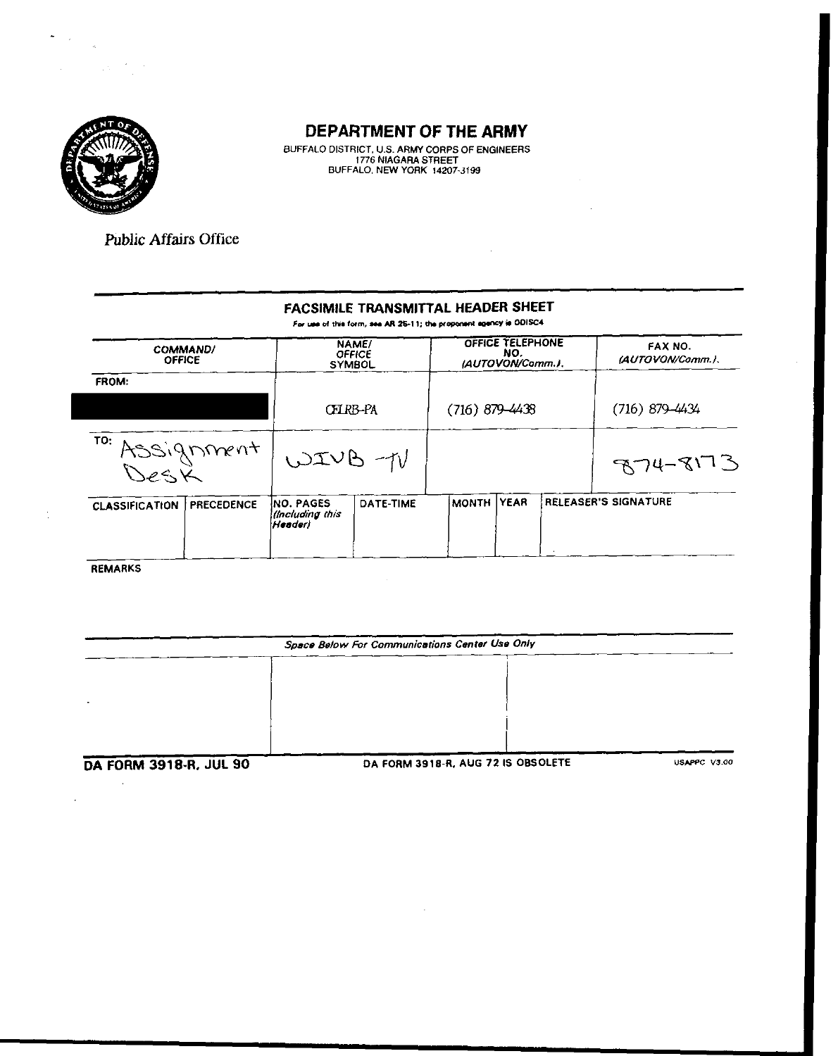# DEPARTMENT OF THE ARMY

BUFFALO DISTRICT, U.S. ARMY CORPS OF ENGINEERS
1776 NIAGARA STREET
BUFFALO, NEW YORK 14207-3199

Public Affairs Office

## FACSIMILE TRANSMITTAL HEADER SHEET

For use of this form, see AR 25-11; the proponent agency is ODISC4

| COMMAND/ OFFICE | NAME/ OFFICE SYMBOL | OFFICE TELEPHONE NO. (AUTOVON/Comm.) | FAX NO. (AUTOVON/Comm.) |
|---|---|---|---|
| FROM: | CELRB-PA | (716) 879-4438 | (716) 879-4434 |
| TO: Assignment Desk | WIVB -TV | | 874-8173 |

| CLASSIFICATION | PRECEDENCE | NO. PAGES (Including this Header) | DATE-TIME | MONTH | YEAR | RELEASER'S SIGNATURE |
|---|---|---|---|---|---|---|
| | | | | | | |

REMARKS

*Space Below For Communications Center Use Only*

DA FORM 3918-R, JUL 90 — DA FORM 3918-R, AUG 72 IS OBSOLETE — USAPPC V3.00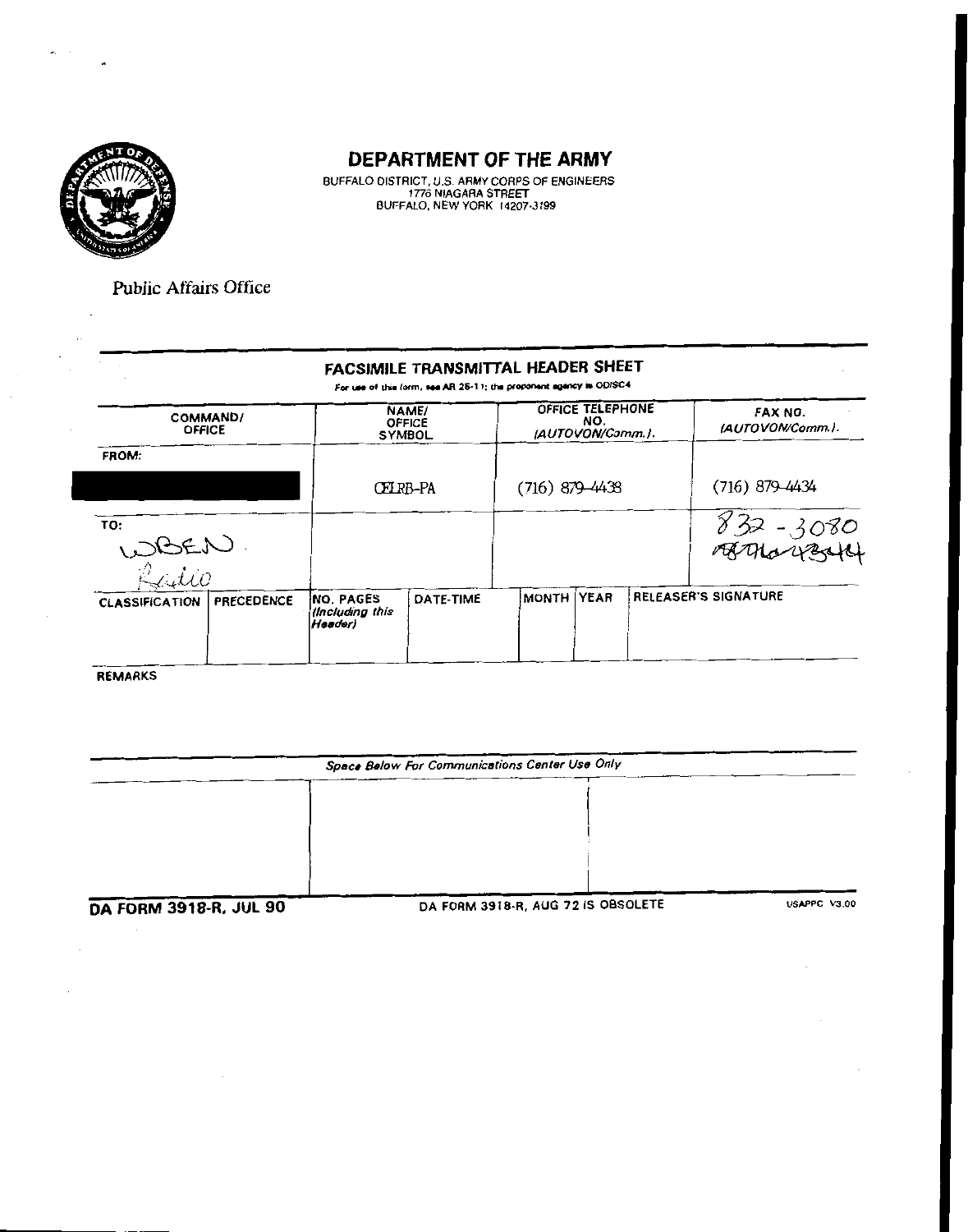# DEPARTMENT OF THE ARMY

BUFFALO DISTRICT, U.S. ARMY CORPS OF ENGINEERS
1776 NIAGARA STREET
BUFFALO, NEW YORK 14207-3199

Public Affairs Office

## FACSIMILE TRANSMITTAL HEADER SHEET

For use of this form, see AR 25-11; the proponent agency is ODISC4

| COMMAND/ OFFICE | NAME/ OFFICE SYMBOL | OFFICE TELEPHONE NO. (AUTOVON/Comm.) | FAX NO. (AUTOVON/Comm.) |
|---|---|---|---|
| FROM: [REDACTED] | CELRB-PA | (716) 879-4438 | (716) 879-4434 |
| TO: WBEN Radio | | | 832-3080 ~~716 8434~~ |

| CLASSIFICATION | PRECEDENCE | NO. PAGES (Including this Header) | DATE-TIME | MONTH | YEAR | RELEASER'S SIGNATURE |
|---|---|---|---|---|---|---|
| | | | | | | |

**REMARKS**

*Space Below For Communications Center Use Only*

**DA FORM 3918-R, JUL 90** DA FORM 3918-R, AUG 72 IS OBSOLETE USAPPC V3.00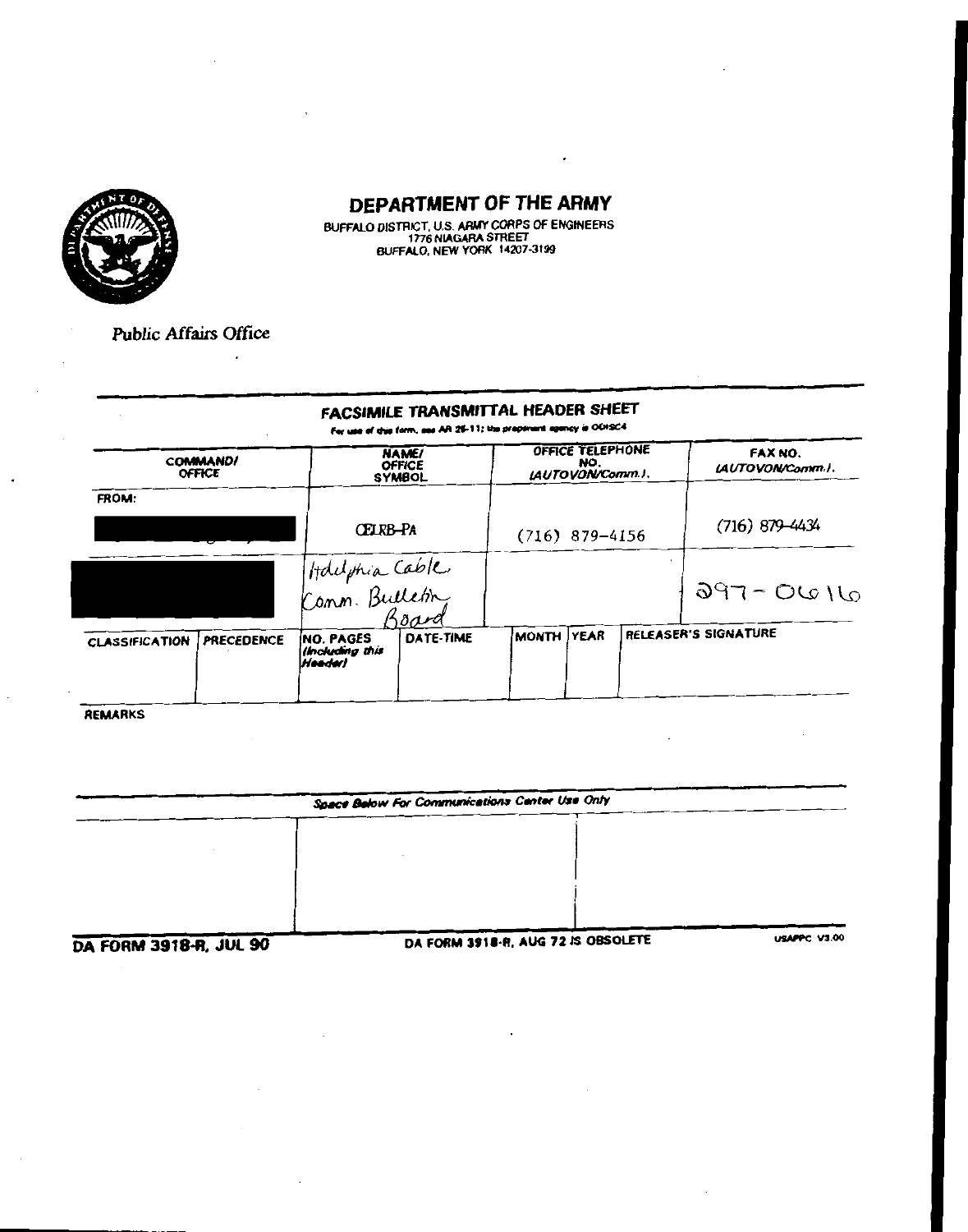# DEPARTMENT OF THE ARMY

BUFFALO DISTRICT, U.S. ARMY CORPS OF ENGINEERS
1776 NIAGARA STREET
BUFFALO, NEW YORK 14207-3199

Public Affairs Office

## FACSIMILE TRANSMITTAL HEADER SHEET

For use of this form, see AR 25-11; the proponent agency is ODISC4

| COMMAND/ OFFICE | NAME/ OFFICE SYMBOL | OFFICE TELEPHONE NO. (AUTOVON/Comm.) | FAX NO. (AUTOVON/Comm.) |
|---|---|---|---|
| FROM: [REDACTED] | CELRB-PA | (716) 879-4156 | (716) 879-4434 |
| [REDACTED] | Adelphia Cable Comm. Bulletin Board | | 297-0616 |

| CLASSIFICATION | PRECEDENCE | NO. PAGES (Including this Header) | DATE-TIME | MONTH | YEAR | RELEASER'S SIGNATURE |
|---|---|---|---|---|---|---|
| | | | | | | |

REMARKS

*Space Below For Communications Center Use Only*

DA FORM 3918-R, JUL 90 — DA FORM 3918-R, AUG 72 IS OBSOLETE — USAPPC V3.00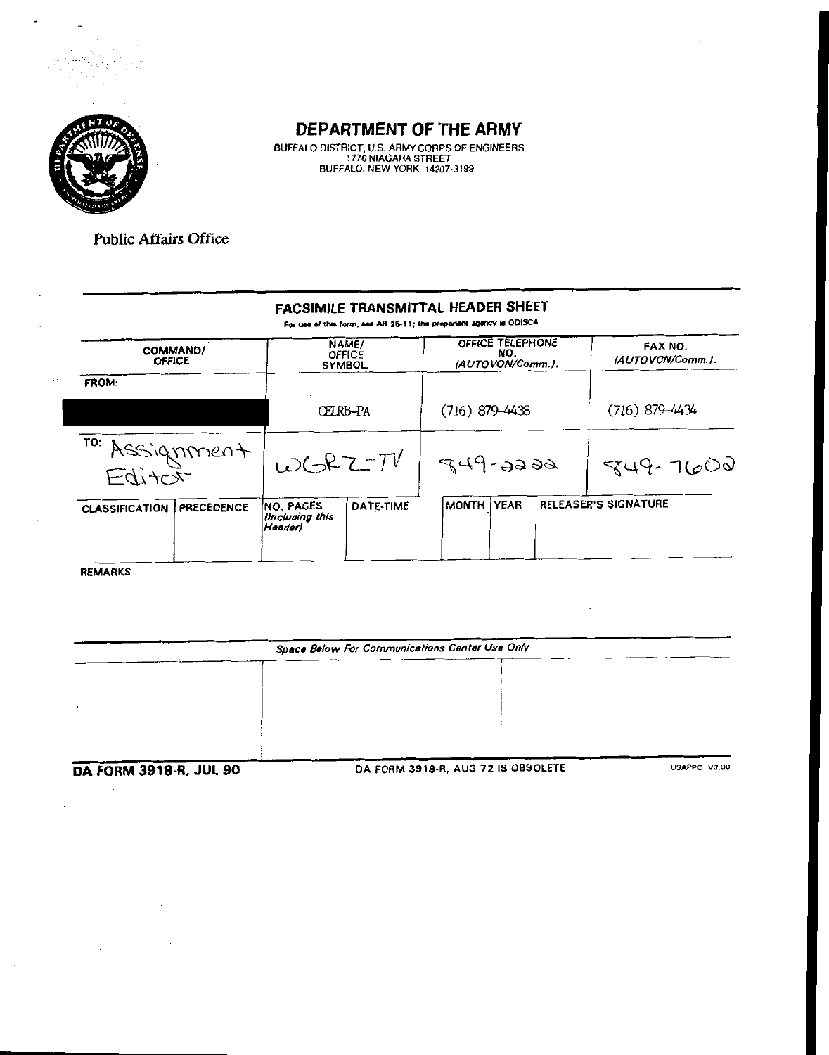# DEPARTMENT OF THE ARMY

BUFFALO DISTRICT, U.S. ARMY CORPS OF ENGINEERS
1776 NIAGARA STREET
BUFFALO, NEW YORK 14207-3199

Public Affairs Office

## FACSIMILE TRANSMITTAL HEADER SHEET

For use of this form, see AR 25-11; the proponent agency is ODISC4

| COMMAND/ OFFICE | NAME/ OFFICE SYMBOL | OFFICE TELEPHONE NO. (AUTOVON/Comm.). | FAX NO. (AUTOVON/Comm.). |
|---|---|---|---|
| FROM: [REDACTED] | CELRB-PA | (716) 879-4438 | (716) 879-4434 |
| TO: Assignment Editor | WGRZ-TV | 849-2222 | 849-7602 |

| CLASSIFICATION | PRECEDENCE | NO. PAGES (Including this Header) | DATE-TIME | MONTH | YEAR | RELEASER'S SIGNATURE |
|---|---|---|---|---|---|---|
| | | | | | | |

REMARKS

*Space Below For Communications Center Use Only*

**DA FORM 3918-R, JUL 90** DA FORM 3918-R, AUG 72 IS OBSOLETE USAPPC V3.00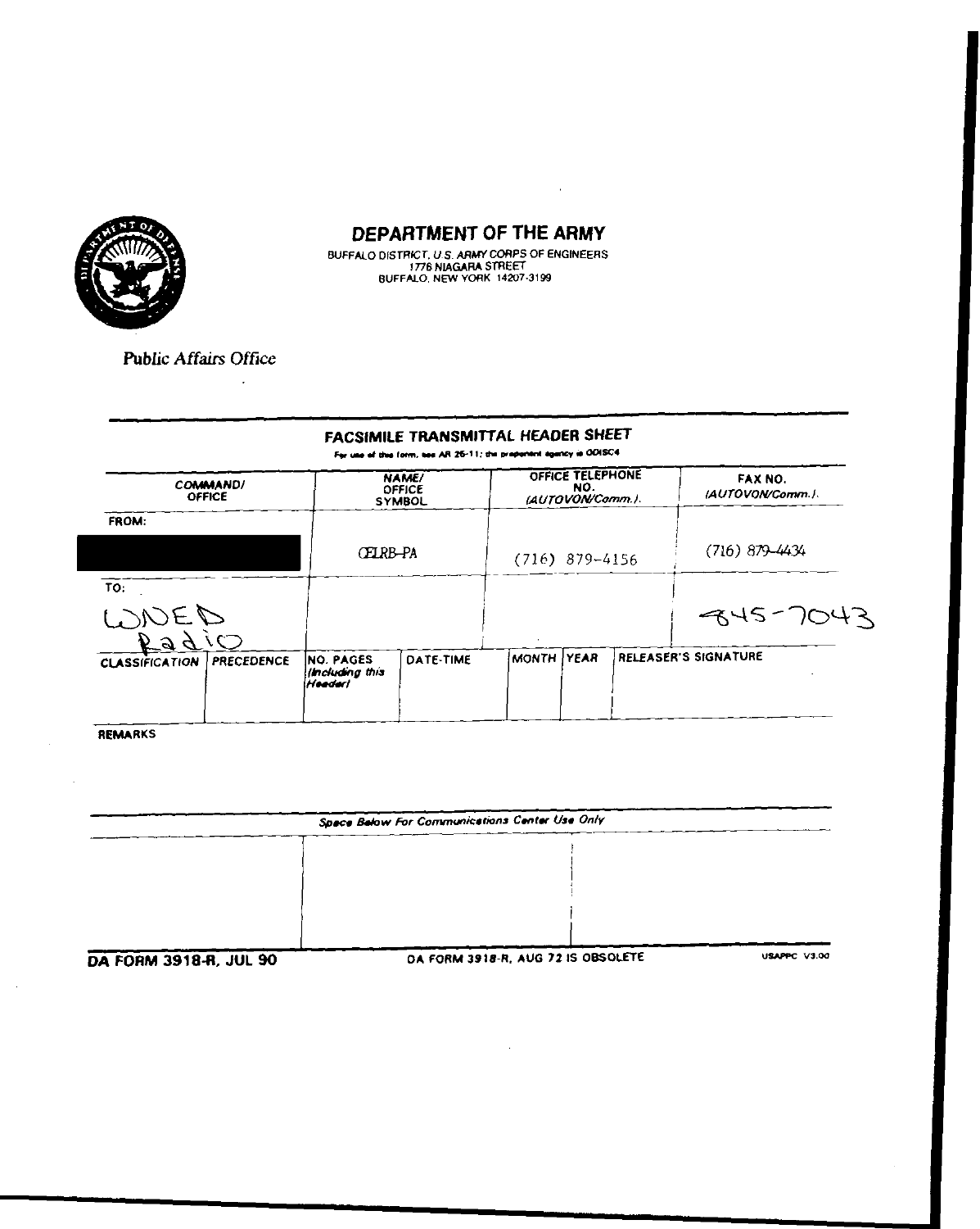# DEPARTMENT OF THE ARMY

BUFFALO DISTRICT, U.S. ARMY CORPS OF ENGINEERS
1776 NIAGARA STREET
BUFFALO, NEW YORK 14207-3199

Public Affairs Office

## FACSIMILE TRANSMITTAL HEADER SHEET

For use of this form, see AR 25-11; the proponent agency is ODISC4

| COMMAND/ OFFICE | NAME/ OFFICE SYMBOL | OFFICE TELEPHONE NO. (AUTOVON/Comm.) | FAX NO. (AUTOVON/Comm.) |
|---|---|---|---|
| FROM: [REDACTED] | CELRB-PA | (716) 879-4156 | (716) 879-4434 |
| TO: WNED Radio | | | 845-7043 |

| CLASSIFICATION | PRECEDENCE | NO. PAGES (Including this Header) | DATE-TIME | MONTH | YEAR | RELEASER'S SIGNATURE |
|---|---|---|---|---|---|---|
| | | | | | | |

REMARKS

*Space Below For Communications Center Use Only*

**DA FORM 3918-R, JUL 90** DA FORM 3918-R, AUG 72 IS OBSOLETE USAPPC V3.00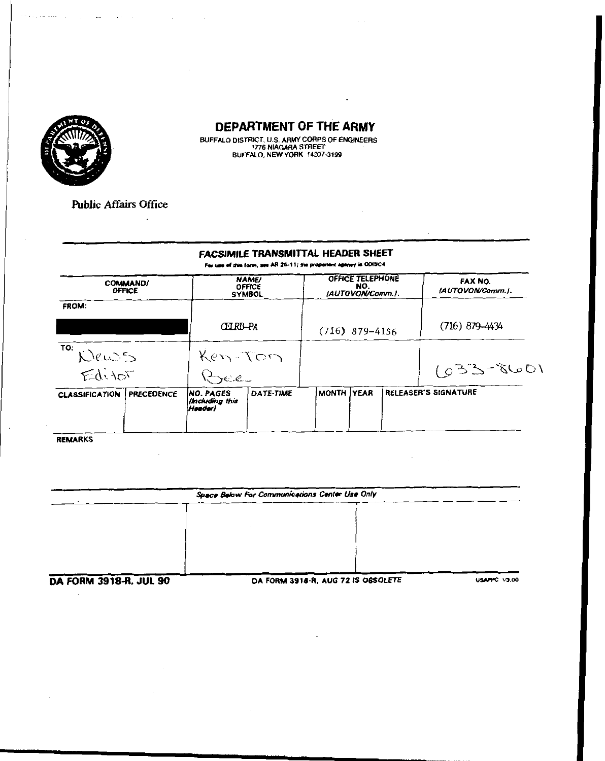# DEPARTMENT OF THE ARMY

BUFFALO DISTRICT, U.S. ARMY CORPS OF ENGINEERS
1776 NIAGARA STREET
BUFFALO, NEW YORK 14207-3199

Public Affairs Office

## FACSIMILE TRANSMITTAL HEADER SHEET

For use of this form, see AR 25-11; the proponent agency is ODISC4

| COMMAND/ OFFICE | NAME/ OFFICE SYMBOL | OFFICE TELEPHONE NO. (AUTOVON/Comm.) | FAX NO. (AUTOVON/Comm.) |
|---|---|---|---|
| FROM: [REDACTED] | CELRB-PA | (716) 879-4156 | (716) 879-4434 |
| TO: News Editor | Ken-Ton Bee | | 633-8601 |

| CLASSIFICATION | PRECEDENCE | NO. PAGES (Including this Header) | DATE-TIME | MONTH | YEAR | RELEASER'S SIGNATURE |
|---|---|---|---|---|---|---|
| | | | | | | |

REMARKS

*Space Below For Communications Center Use Only*

**DA FORM 3918-R, JUL 90** DA FORM 3918-R, AUG 72 IS OBSOLETE USAPPC V3.00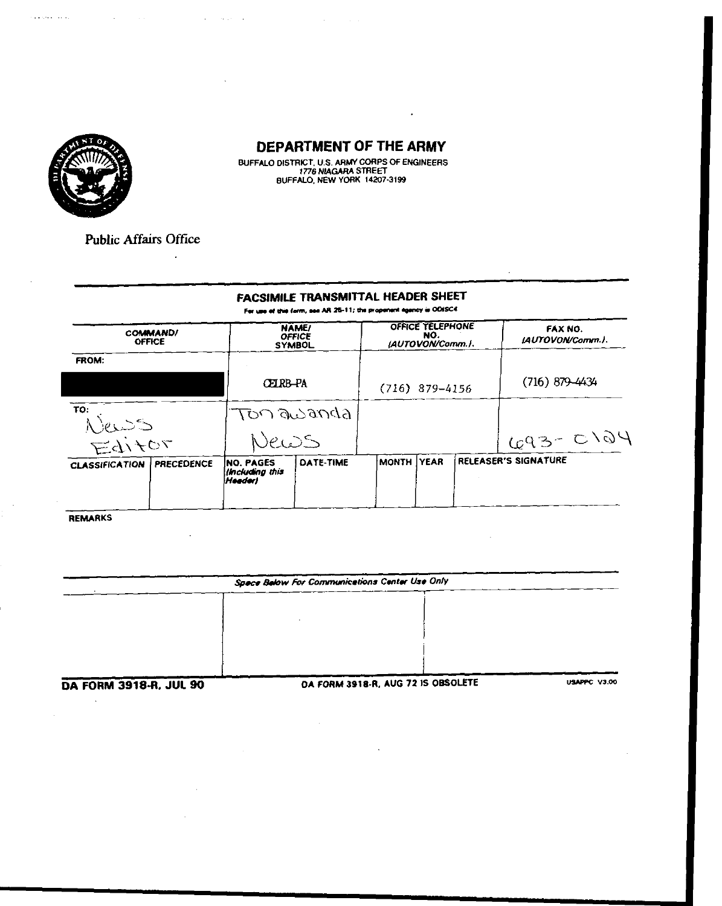# DEPARTMENT OF THE ARMY

BUFFALO DISTRICT, U.S. ARMY CORPS OF ENGINEERS
1776 NIAGARA STREET
BUFFALO, NEW YORK 14207-3199

Public Affairs Office

## FACSIMILE TRANSMITTAL HEADER SHEET

For use of this form, see AR 25-11; the proponent agency is ODISC4

| COMMAND/ OFFICE | NAME/ OFFICE SYMBOL | OFFICE TELEPHONE NO. (AUTOVON/Comm.) | FAX NO. (AUTOVON/Comm.) |
| --- | --- | --- | --- |
| FROM: | CELRB-PA | (716) 879-4156 | (716) 879-4434 |
| TO: News Editor | Tonawanda News | | 693-0124 |

| CLASSIFICATION | PRECEDENCE | NO. PAGES (including this Header) | DATE-TIME | MONTH | YEAR | RELEASER'S SIGNATURE |
| --- | --- | --- | --- | --- | --- | --- |
| | | | | | | |

REMARKS

*Space Below For Communications Center Use Only*

**DA FORM 3918-R, JUL 90** DA FORM 3918-R, AUG 72 IS OBSOLETE USAPPC V3.00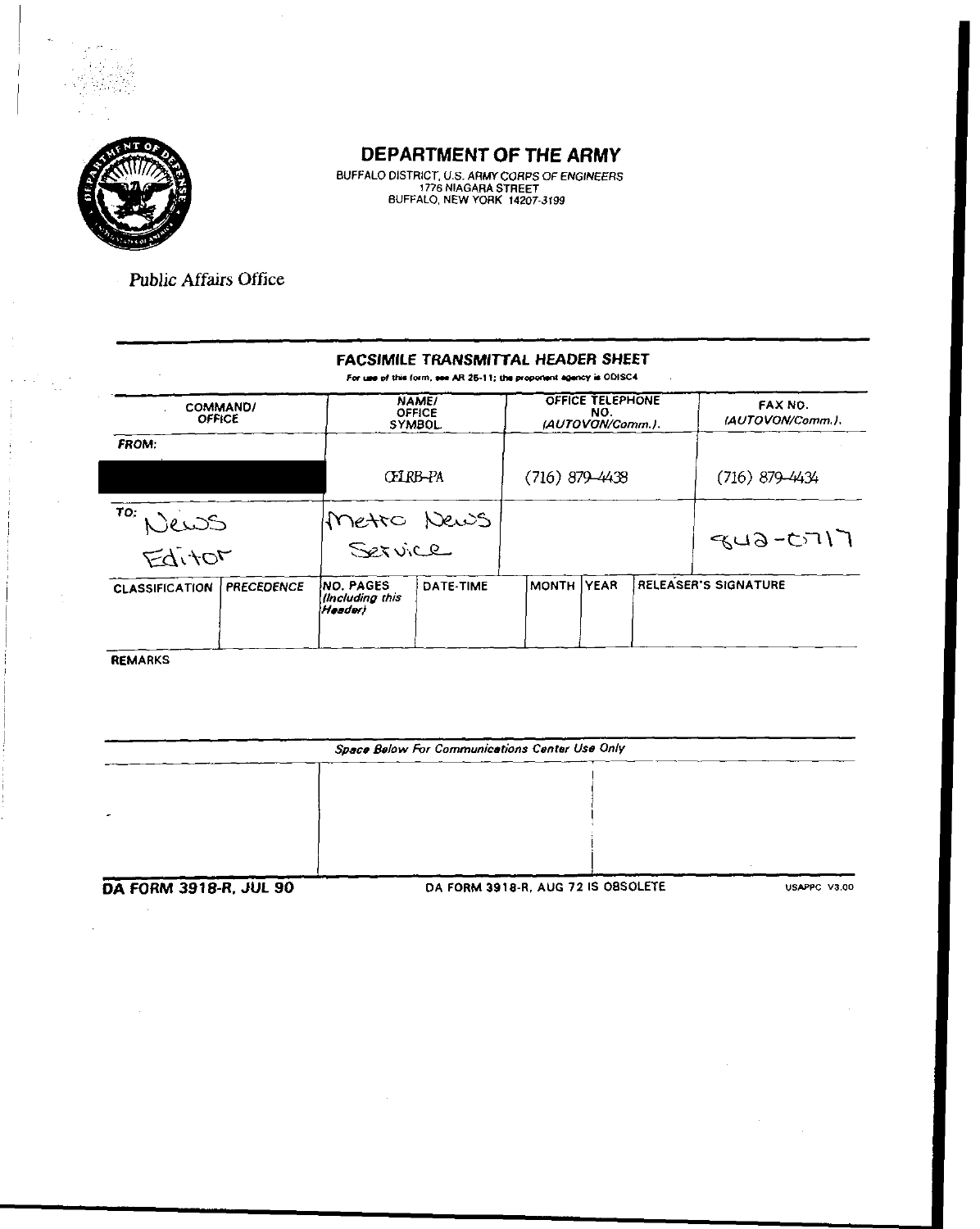# DEPARTMENT OF THE ARMY

BUFFALO DISTRICT, U.S. ARMY CORPS OF ENGINEERS
1776 NIAGARA STREET
BUFFALO, NEW YORK 14207-3199

Public Affairs Office

## FACSIMILE TRANSMITTAL HEADER SHEET

For use of this form, see AR 25-11; the proponent agency is ODISC4

| | COMMAND/ OFFICE | NAME/ OFFICE SYMBOL | OFFICE TELEPHONE NO. (AUTOVON/Comm.) | FAX NO. (AUTOVON/Comm.) |
|---|---|---|---|---|
| FROM: | | CELRB-PA | (716) 879-4438 | (716) 879-4434 |
| TO: | News Editor | Metro News Service | | 842-0717 |

| CLASSIFICATION | PRECEDENCE | NO. PAGES (Including this Header) | DATE-TIME | MONTH | YEAR | RELEASER'S SIGNATURE |
|---|---|---|---|---|---|---|
| | | | | | | |

REMARKS

*Space Below For Communications Center Use Only*

**DA FORM 3918-R, JUL 90** DA FORM 3918-R, AUG 72 IS OBSOLETE USAPPC V3.00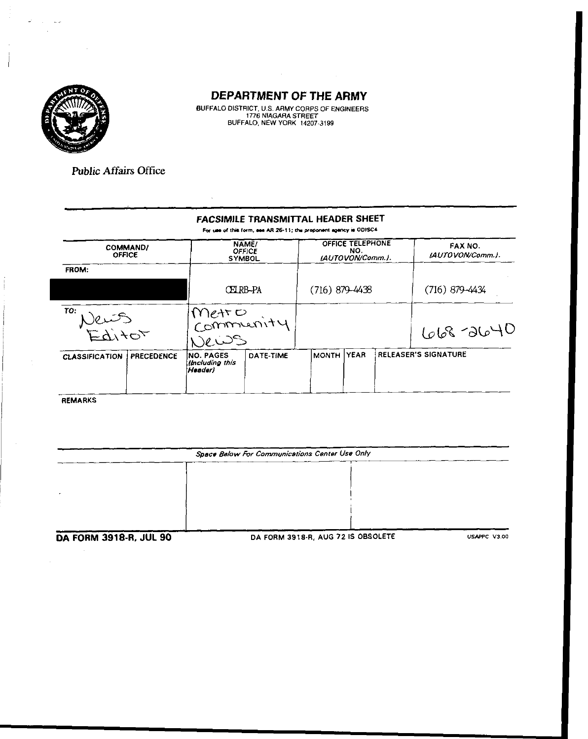# DEPARTMENT OF THE ARMY

BUFFALO DISTRICT, U.S. ARMY CORPS OF ENGINEERS
1776 NIAGARA STREET
BUFFALO, NEW YORK 14207-3199

Public Affairs Office

## FACSIMILE TRANSMITTAL HEADER SHEET

For use of this form, see AR 25-11; the proponent agency is ODISC4

| | COMMAND/ OFFICE | NAME/ OFFICE SYMBOL | OFFICE TELEPHONE NO. (AUTOVON/Comm.) | FAX NO. (AUTOVON/Comm.) |
|---|---|---|---|---|
| FROM: | | CELRB-PA | (716) 879-4438 | (716) 879-4434 |
| TO: | News Editor | Metro Community News | | 668-2640 |

| CLASSIFICATION | PRECEDENCE | NO. PAGES (Including this Header) | DATE-TIME | MONTH | YEAR | RELEASER'S SIGNATURE |
|---|---|---|---|---|---|---|
| | | | | | | |

REMARKS

*Space Below For Communications Center Use Only*

**DA FORM 3918-R, JUL 90** DA FORM 3918-R, AUG 72 IS OBSOLETE USAPPC V3.00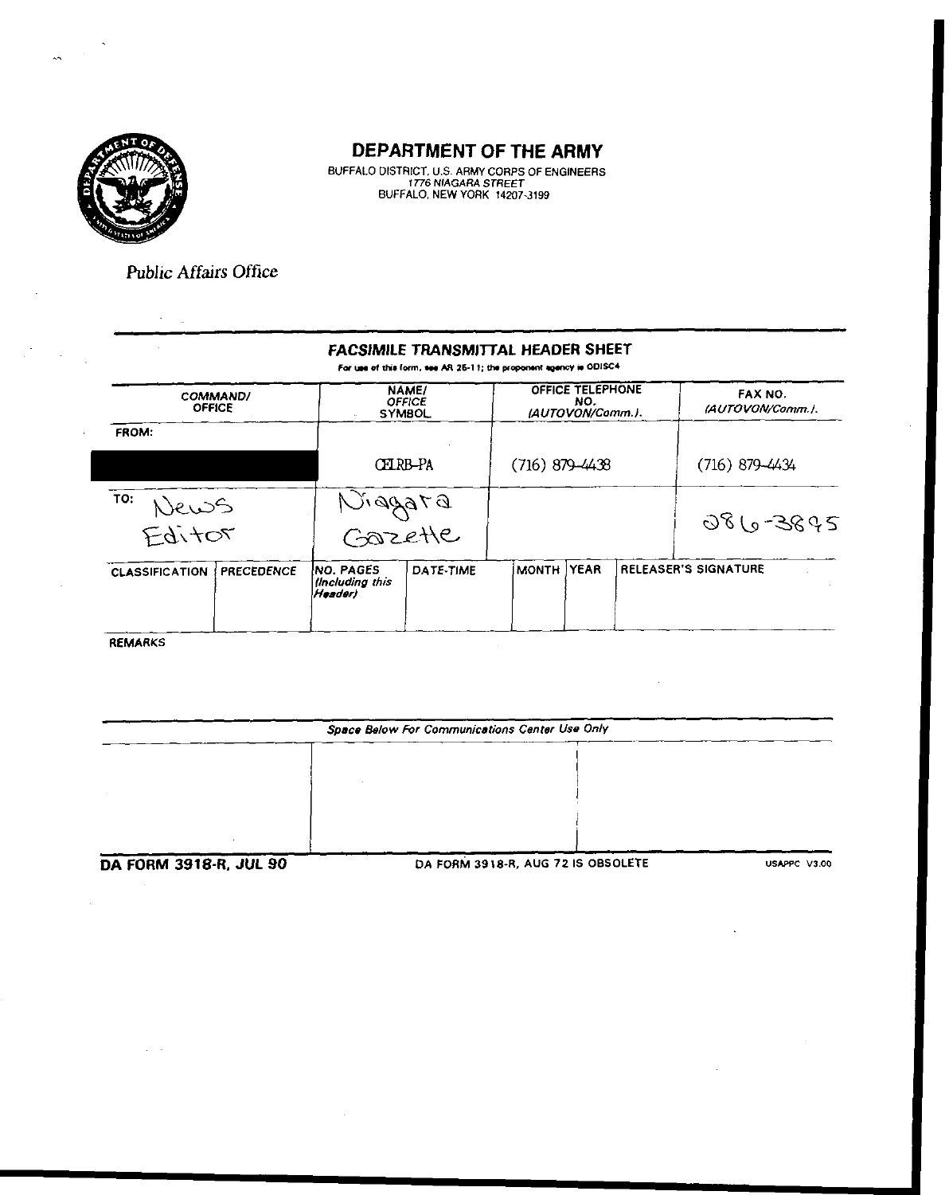# DEPARTMENT OF THE ARMY

BUFFALO DISTRICT, U.S. ARMY CORPS OF ENGINEERS
*1776 NIAGARA STREET*
BUFFALO, NEW YORK 14207-3199

Public Affairs Office

## FACSIMILE TRANSMITTAL HEADER SHEET

For use of this form, see AR 25-11; the proponent agency is ODISC4

| COMMAND/ OFFICE | NAME/ OFFICE SYMBOL | OFFICE TELEPHONE NO. (AUTOVON/Comm.) | FAX NO. (AUTOVON/Comm.) |
| --- | --- | --- | --- |
| FROM: | CELRB-PA | (716) 879-4438 | (716) 879-4434 |
| TO: News Editor | Niagara Gazette | | 286-3895 |

| CLASSIFICATION | PRECEDENCE | NO. PAGES (Including this Header) | DATE-TIME | MONTH | YEAR | RELEASER'S SIGNATURE |
| --- | --- | --- | --- | --- | --- | --- |
| | | | | | | |

REMARKS

*Space Below For Communications Center Use Only*

**DA FORM 3918-R, JUL 90** DA FORM 3918-R, AUG 72 IS OBSOLETE USAPPC V3.00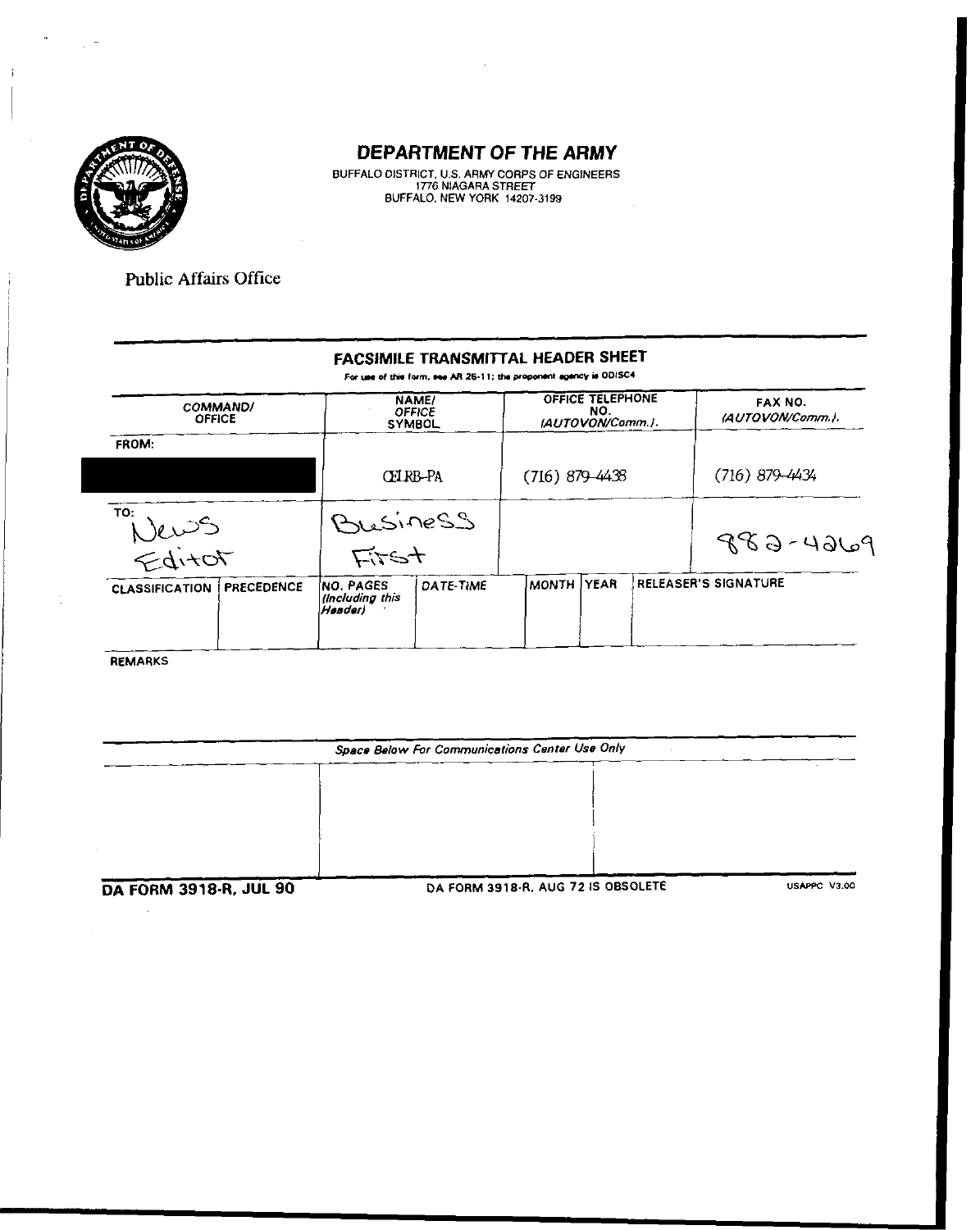# DEPARTMENT OF THE ARMY

BUFFALO DISTRICT, U.S. ARMY CORPS OF ENGINEERS
1776 NIAGARA STREET
BUFFALO, NEW YORK 14207-3199

Public Affairs Office

## FACSIMILE TRANSMITTAL HEADER SHEET

For use of this form, see AR 25-11; the proponent agency is ODISC4

| COMMAND/ OFFICE | NAME/ OFFICE SYMBOL | OFFICE TELEPHONE NO. (AUTOVON/Comm.) | FAX NO. (AUTOVON/Comm.) |
|---|---|---|---|
| FROM: | CELRB-PA | (716) 879-4438 | (716) 879-4434 |
| TO: News Editor | Business First | | 882-4269 |

| CLASSIFICATION | PRECEDENCE | NO. PAGES (Including this Header) | DATE-TIME | MONTH | YEAR | RELEASER'S SIGNATURE |
|---|---|---|---|---|---|---|
| | | | | | | |

REMARKS

*Space Below For Communications Center Use Only*

**DA FORM 3918-R, JUL 90** DA FORM 3918-R, AUG 72 IS OBSOLETE USAPPC V3.00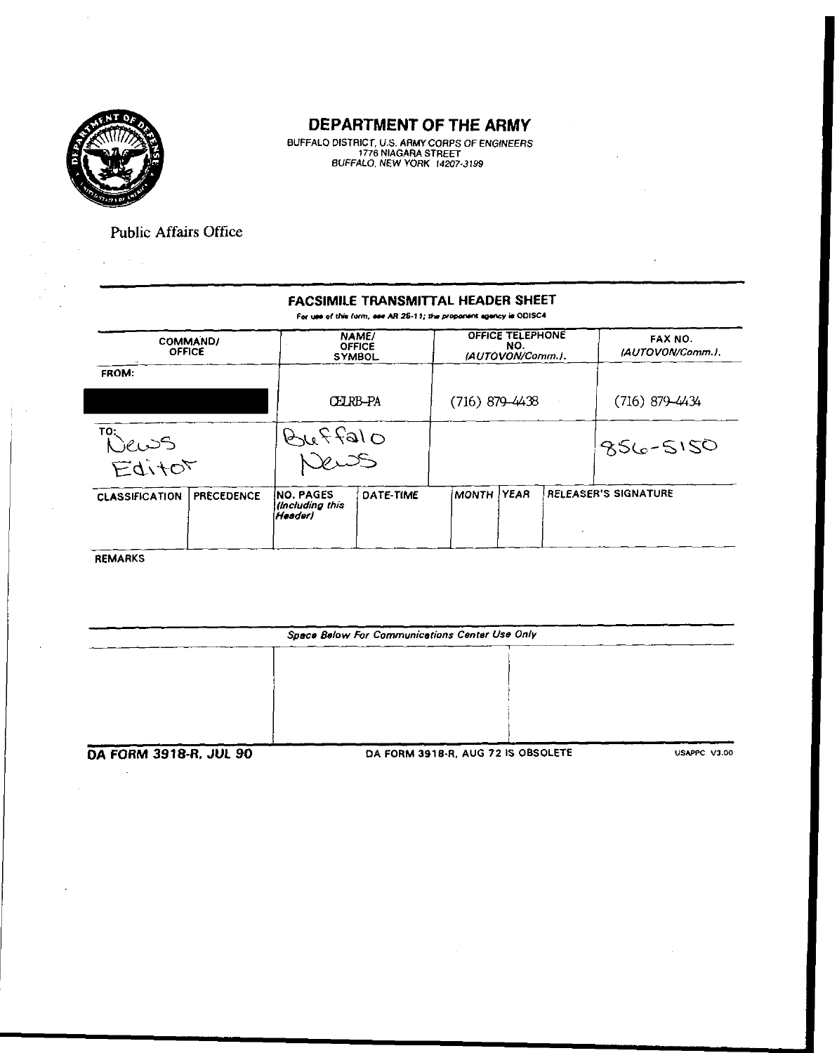# DEPARTMENT OF THE ARMY

BUFFALO DISTRICT, U.S. ARMY CORPS OF ENGINEERS
1776 NIAGARA STREET
BUFFALO, NEW YORK 14207-3199

Public Affairs Office

## FACSIMILE TRANSMITTAL HEADER SHEET

For use of this form, see AR 25-11; the proponent agency is ODISC4

| COMMAND/ OFFICE | NAME/ OFFICE SYMBOL | OFFICE TELEPHONE NO. (AUTOVON/Comm.) | FAX NO. (AUTOVON/Comm.) |
|---|---|---|---|
| FROM: | CELRB-PA | (716) 879-4438 | (716) 879-4434 |
| TO: News Editor | Buffalo News | | 856-5150 |

| CLASSIFICATION | PRECEDENCE | NO. PAGES (Including this Header) | DATE-TIME | MONTH | YEAR | RELEASER'S SIGNATURE |
|---|---|---|---|---|---|---|
| | | | | | | |

REMARKS

Space Below For Communications Center Use Only

DA FORM 3918-R, JUL 90 DA FORM 3918-R, AUG 72 IS OBSOLETE USAPPC V3.00